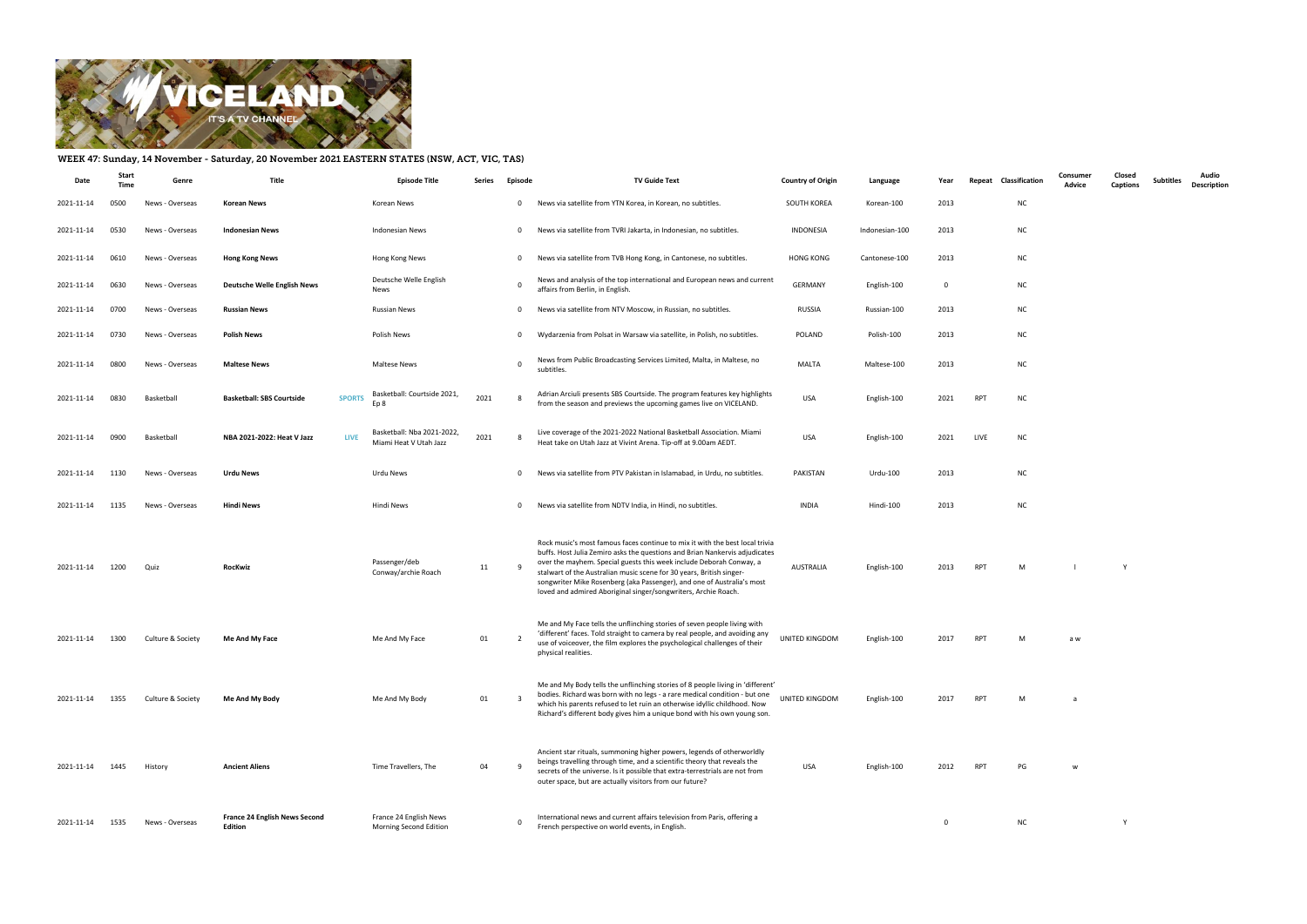## WEEK 47: Sunday, 14 November - Saturday, 20 November 2021 EASTERN STATES (NSW, ACT, VIC, TAS)

| Date | Start Time | Genre | Title | | Episode Title | Series | Episode | TV Guide Text | Country of Origin | Language | Year | Repeat | Classification | Consumer Advice | Closed Captions | Subtitles | Audio Description |
|---|---|---|---|---|---|---|---|---|---|---|---|---|---|---|---|---|---|
| 2021-11-14 | 0500 | News - Overseas | **Korean News** | | Korean News | | 0 | News via satellite from YTN Korea, in Korean, no subtitles. | SOUTH KOREA | Korean-100 | 2013 | | NC | | | | |
| 2021-11-14 | 0530 | News - Overseas | **Indonesian News** | | Indonesian News | | 0 | News via satellite from TVRI Jakarta, in Indonesian, no subtitles. | INDONESIA | Indonesian-100 | 2013 | | NC | | | | |
| 2021-11-14 | 0610 | News - Overseas | **Hong Kong News** | | Hong Kong News | | 0 | News via satellite from TVB Hong Kong, in Cantonese, no subtitles. | HONG KONG | Cantonese-100 | 2013 | | NC | | | | |
| 2021-11-14 | 0630 | News - Overseas | **Deutsche Welle English News** | | Deutsche Welle English News | | 0 | News and analysis of the top international and European news and current affairs from Berlin, in English. | GERMANY | English-100 | 0 | | NC | | | | |
| 2021-11-14 | 0700 | News - Overseas | **Russian News** | | Russian News | | 0 | News via satellite from NTV Moscow, in Russian, no subtitles. | RUSSIA | Russian-100 | 2013 | | NC | | | | |
| 2021-11-14 | 0730 | News - Overseas | **Polish News** | | Polish News | | 0 | Wydarzenia from Polsat in Warsaw via satellite, in Polish, no subtitles. | POLAND | Polish-100 | 2013 | | NC | | | | |
| 2021-11-14 | 0800 | News - Overseas | **Maltese News** | | Maltese News | | 0 | News from Public Broadcasting Services Limited, Malta, in Maltese, no subtitles. | MALTA | Maltese-100 | 2013 | | NC | | | | |
| 2021-11-14 | 0830 | Basketball | **Basketball: SBS Courtside** | SPORTS | Basketball: Courtside 2021, Ep 8 | 2021 | 8 | Adrian Arciuli presents SBS Courtside. The program features key highlights from the season and previews the upcoming games live on VICELAND. | USA | English-100 | 2021 | RPT | NC | | | | |
| 2021-11-14 | 0900 | Basketball | **NBA 2021-2022: Heat V Jazz** | LIVE | Basketball: Nba 2021-2022, Miami Heat V Utah Jazz | 2021 | 8 | Live coverage of the 2021-2022 National Basketball Association. Miami Heat take on Utah Jazz at Vivint Arena. Tip-off at 9.00am AEDT. | USA | English-100 | 2021 | LIVE | NC | | | | |
| 2021-11-14 | 1130 | News - Overseas | **Urdu News** | | Urdu News | | 0 | News via satellite from PTV Pakistan in Islamabad, in Urdu, no subtitles. | PAKISTAN | Urdu-100 | 2013 | | NC | | | | |
| 2021-11-14 | 1135 | News - Overseas | **Hindi News** | | Hindi News | | 0 | News via satellite from NDTV India, in Hindi, no subtitles. | INDIA | Hindi-100 | 2013 | | NC | | | | |
| 2021-11-14 | 1200 | Quiz | **RocKwiz** | | Passenger/deb Conway/archie Roach | 11 | 9 | Rock music's most famous faces continue to mix it with the best local trivia buffs. Host Julia Zemiro asks the questions and Brian Nankervis adjudicates over the mayhem. Special guests this week include Deborah Conway, a stalwart of the Australian music scene for 30 years, British singer-songwriter Mike Rosenberg (aka Passenger), and one of Australia's most loved and admired Aboriginal singer/songwriters, Archie Roach. | AUSTRALIA | English-100 | 2013 | RPT | M | l | Y | | |
| 2021-11-14 | 1300 | Culture & Society | **Me And My Face** | | Me And My Face | 01 | 2 | Me and My Face tells the unflinching stories of seven people living with 'different' faces. Told straight to camera by real people, and avoiding any use of voiceover, the film explores the psychological challenges of their physical realities. | UNITED KINGDOM | English-100 | 2017 | RPT | M | a w | | | |
| 2021-11-14 | 1355 | Culture & Society | **Me And My Body** | | Me And My Body | 01 | 3 | Me and My Body tells the unflinching stories of 8 people living in 'different' bodies. Richard was born with no legs - a rare medical condition - but one which his parents refused to let ruin an otherwise idyllic childhood. Now Richard's different body gives him a unique bond with his own young son. | UNITED KINGDOM | English-100 | 2017 | RPT | M | a | | | |
| 2021-11-14 | 1445 | History | **Ancient Aliens** | | Time Travellers, The | 04 | 9 | Ancient star rituals, summoning higher powers, legends of otherworldly beings travelling through time, and a scientific theory that reveals the secrets of the universe. Is it possible that extra-terrestrials are not from outer space, but are actually visitors from our future? | USA | English-100 | 2012 | RPT | PG | w | | | |
| 2021-11-14 | 1535 | News - Overseas | **France 24 English News Second Edition** | | France 24 English News Morning Second Edition | | 0 | International news and current affairs television from Paris, offering a French perspective on world events, in English. | | | 0 | | NC | | Y | | |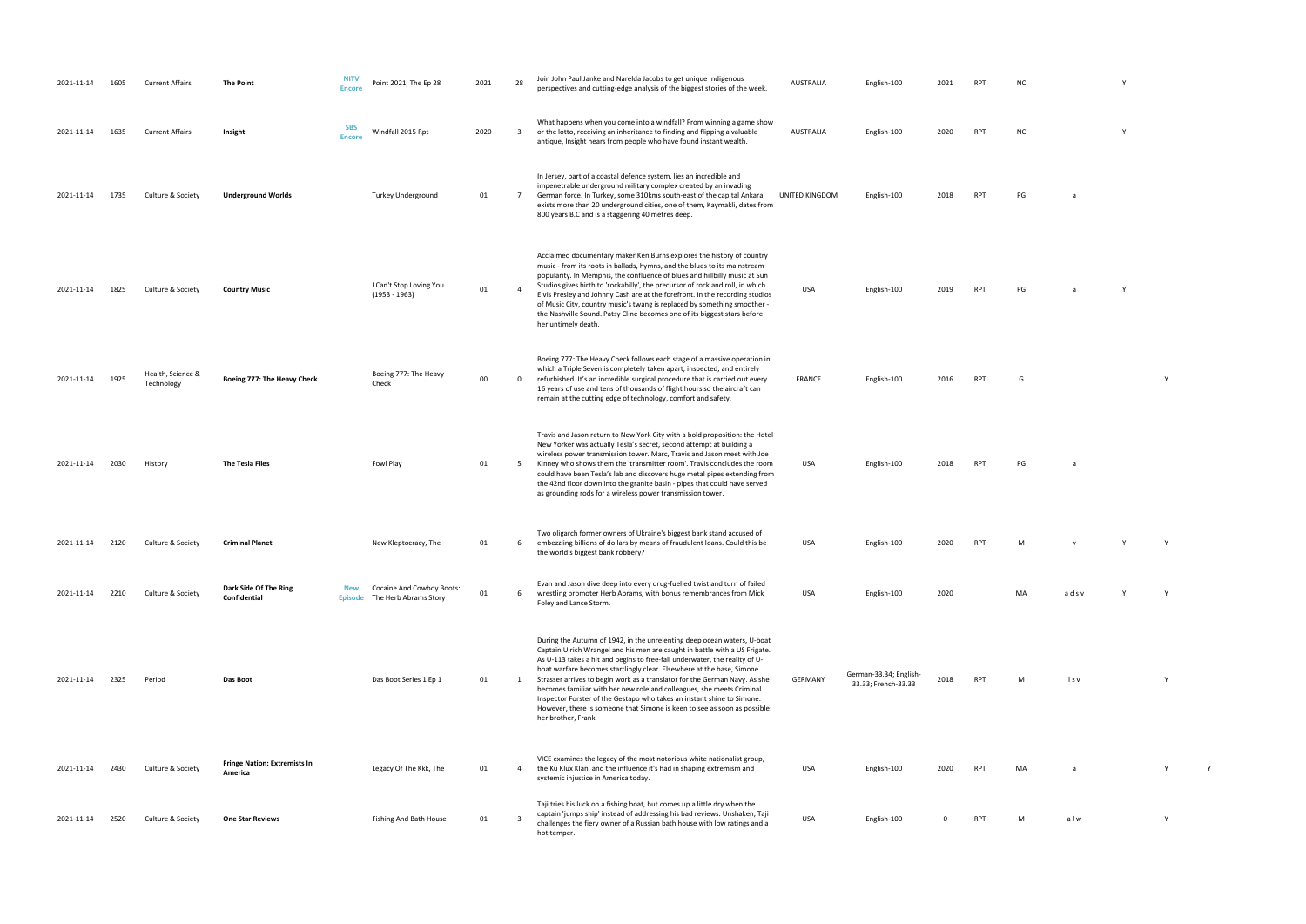| | | | | | | | | | | | | | | | | | |
|---|---|---|---|---|---|---|---|---|---|---|---|---|---|---|---|---|---|
| 2021-11-14 | 1605 | Current Affairs | **The Point** | NITV Encore | Point 2021, The Ep 28 | 2021 | 28 | Join John Paul Janke and Narelda Jacobs to get unique Indigenous perspectives and cutting-edge analysis of the biggest stories of the week. | AUSTRALIA | English-100 | 2021 | RPT | NC | | Y | | |
| 2021-11-14 | 1635 | Current Affairs | **Insight** | SBS Encore | Windfall 2015 Rpt | 2020 | 3 | What happens when you come into a windfall? From winning a game show or the lotto, receiving an inheritance to finding and flipping a valuable antique, Insight hears from people who have found instant wealth. | AUSTRALIA | English-100 | 2020 | RPT | NC | | Y | | |
| 2021-11-14 | 1735 | Culture & Society | **Underground Worlds** | | Turkey Underground | 01 | 7 | In Jersey, part of a coastal defence system, lies an incredible and impenetrable underground military complex created by an invading German force. In Turkey, some 310kms south-east of the capital Ankara, exists more than 20 underground cities, one of them, Kaymakli, dates from 800 years B.C and is a staggering 40 metres deep. | UNITED KINGDOM | English-100 | 2018 | RPT | PG | a | | | |
| 2021-11-14 | 1825 | Culture & Society | **Country Music** | | I Can't Stop Loving You (1953 - 1963) | 01 | 4 | Acclaimed documentary maker Ken Burns explores the history of country music - from its roots in ballads, hymns, and the blues to its mainstream popularity. In Memphis, the confluence of blues and hillbilly music at Sun Studios gives birth to 'rockabilly', the precursor of rock and roll, in which Elvis Presley and Johnny Cash are at the forefront. In the recording studios of Music City, country music's twang is replaced by something smoother - the Nashville Sound. Patsy Cline becomes one of its biggest stars before her untimely death. | USA | English-100 | 2019 | RPT | PG | a | Y | | |
| 2021-11-14 | 1925 | Health, Science & Technology | **Boeing 777: The Heavy Check** | | Boeing 777: The Heavy Check | 00 | 0 | Boeing 777: The Heavy Check follows each stage of a massive operation in which a Triple Seven is completely taken apart, inspected, and entirely refurbished. It's an incredible surgical procedure that is carried out every 16 years of use and tens of thousands of flight hours so the aircraft can remain at the cutting edge of technology, comfort and safety. | FRANCE | English-100 | 2016 | RPT | G | | | Y | |
| 2021-11-14 | 2030 | History | **The Tesla Files** | | Fowl Play | 01 | 5 | Travis and Jason return to New York City with a bold proposition: the Hotel New Yorker was actually Tesla's secret, second attempt at building a wireless power transmission tower. Marc, Travis and Jason meet with Joe Kinney who shows them the 'transmitter room'. Travis concludes the room could have been Tesla's lab and discovers huge metal pipes extending from the 42nd floor down into the granite basin - pipes that could have served as grounding rods for a wireless power transmission tower. | USA | English-100 | 2018 | RPT | PG | a | | | |
| 2021-11-14 | 2120 | Culture & Society | **Criminal Planet** | | New Kleptocracy, The | 01 | 6 | Two oligarch former owners of Ukraine's biggest bank stand accused of embezzling billions of dollars by means of fraudulent loans. Could this be the world's biggest bank robbery? | USA | English-100 | 2020 | RPT | M | v | Y | Y | |
| 2021-11-14 | 2210 | Culture & Society | **Dark Side Of The Ring Confidential** | New Episode | Cocaine And Cowboy Boots: The Herb Abrams Story | 01 | 6 | Evan and Jason dive deep into every drug-fuelled twist and turn of failed wrestling promoter Herb Abrams, with bonus remembrances from Mick Foley and Lance Storm. | USA | English-100 | 2020 | | MA | a d s v | Y | Y | |
| 2021-11-14 | 2325 | Period | **Das Boot** | | Das Boot Series 1 Ep 1 | 01 | 1 | During the Autumn of 1942, in the unrelenting deep ocean waters, U-boat Captain Ulrich Wrangel and his men are caught in battle with a US Frigate. As U-113 takes a hit and begins to free-fall underwater, the reality of U-boat warfare becomes startlingly clear. Elsewhere at the base, Simone Strasser arrives to begin work as a translator for the German Navy. As she becomes familiar with her new role and colleagues, she meets Criminal Inspector Forster of the Gestapo who takes an instant shine to Simone. However, there is someone that Simone is keen to see as soon as possible: her brother, Frank. | GERMANY | German-33.34; English-33.33; French-33.33 | 2018 | RPT | M | l s v | | Y | |
| 2021-11-14 | 2430 | Culture & Society | **Fringe Nation: Extremists In America** | | Legacy Of The Kkk, The | 01 | 4 | VICE examines the legacy of the most notorious white nationalist group, the Ku Klux Klan, and the influence it's had in shaping extremism and systemic injustice in America today. | USA | English-100 | 2020 | RPT | MA | a | | Y | Y |
| 2021-11-14 | 2520 | Culture & Society | **One Star Reviews** | | Fishing And Bath House | 01 | 3 | Taji tries his luck on a fishing boat, but comes up a little dry when the captain 'jumps ship' instead of addressing his bad reviews. Unshaken, Taji challenges the fiery owner of a Russian bath house with low ratings and a hot temper. | USA | English-100 | 0 | RPT | M | a l w | | Y | |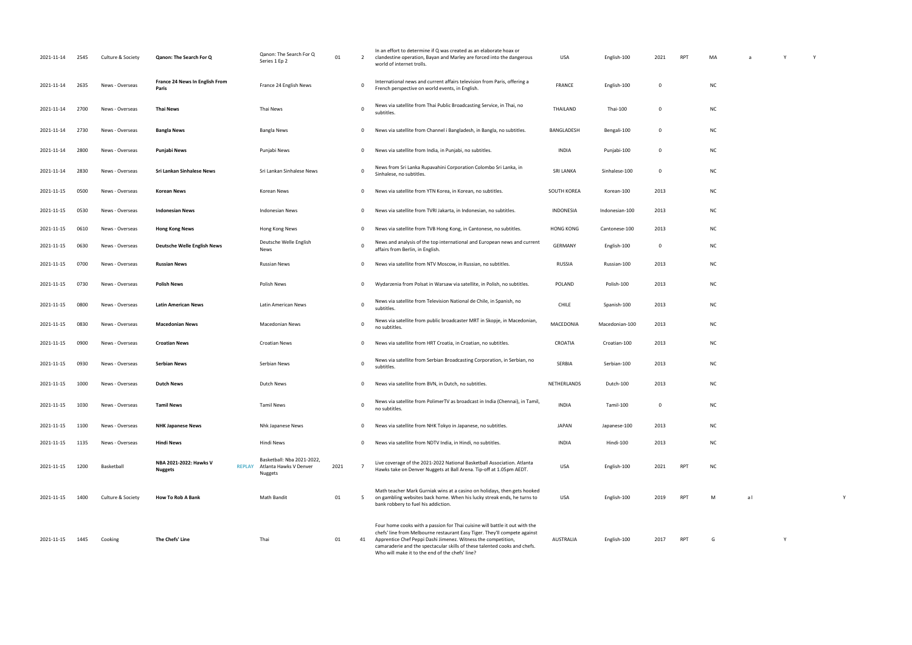| | | | | | | | | | | | | | | | | | |
|---|---|---|---|---|---|---|---|---|---|---|---|---|---|---|---|---|---|
| 2021-11-14 | 2545 | Culture & Society | **Qanon: The Search For Q** | | Qanon: The Search For Q Series 1 Ep 2 | 01 | 2 | In an effort to determine if Q was created as an elaborate hoax or clandestine operation, Bayan and Marley are forced into the dangerous world of internet trolls. | USA | English-100 | 2021 | RPT | MA | a | Y | Y | |
| 2021-11-14 | 2635 | News - Overseas | **France 24 News In English From Paris** | | France 24 English News | | 0 | International news and current affairs television from Paris, offering a French perspective on world events, in English. | FRANCE | English-100 | 0 | | NC | | | | |
| 2021-11-14 | 2700 | News - Overseas | **Thai News** | | Thai News | | 0 | News via satellite from Thai Public Broadcasting Service, in Thai, no subtitles. | THAILAND | Thai-100 | 0 | | NC | | | | |
| 2021-11-14 | 2730 | News - Overseas | **Bangla News** | | Bangla News | | 0 | News via satellite from Channel i Bangladesh, in Bangla, no subtitles. | BANGLADESH | Bengali-100 | 0 | | NC | | | | |
| 2021-11-14 | 2800 | News - Overseas | **Punjabi News** | | Punjabi News | | 0 | News via satellite from India, in Punjabi, no subtitles. | INDIA | Punjabi-100 | 0 | | NC | | | | |
| 2021-11-14 | 2830 | News - Overseas | **Sri Lankan Sinhalese News** | | Sri Lankan Sinhalese News | | 0 | News from Sri Lanka Rupavahini Corporation Colombo Sri Lanka, in Sinhalese, no subtitles. | SRI LANKA | Sinhalese-100 | 0 | | NC | | | | |
| 2021-11-15 | 0500 | News - Overseas | **Korean News** | | Korean News | | 0 | News via satellite from YTN Korea, in Korean, no subtitles. | SOUTH KOREA | Korean-100 | 2013 | | NC | | | | |
| 2021-11-15 | 0530 | News - Overseas | **Indonesian News** | | Indonesian News | | 0 | News via satellite from TVRI Jakarta, in Indonesian, no subtitles. | INDONESIA | Indonesian-100 | 2013 | | NC | | | | |
| 2021-11-15 | 0610 | News - Overseas | **Hong Kong News** | | Hong Kong News | | 0 | News via satellite from TVB Hong Kong, in Cantonese, no subtitles. | HONG KONG | Cantonese-100 | 2013 | | NC | | | | |
| 2021-11-15 | 0630 | News - Overseas | **Deutsche Welle English News** | | Deutsche Welle English News | | 0 | News and analysis of the top international and European news and current affairs from Berlin, in English. | GERMANY | English-100 | 0 | | NC | | | | |
| 2021-11-15 | 0700 | News - Overseas | **Russian News** | | Russian News | | 0 | News via satellite from NTV Moscow, in Russian, no subtitles. | RUSSIA | Russian-100 | 2013 | | NC | | | | |
| 2021-11-15 | 0730 | News - Overseas | **Polish News** | | Polish News | | 0 | Wydarzenia from Polsat in Warsaw via satellite, in Polish, no subtitles. | POLAND | Polish-100 | 2013 | | NC | | | | |
| 2021-11-15 | 0800 | News - Overseas | **Latin American News** | | Latin American News | | 0 | News via satellite from Television National de Chile, in Spanish, no subtitles. | CHILE | Spanish-100 | 2013 | | NC | | | | |
| 2021-11-15 | 0830 | News - Overseas | **Macedonian News** | | Macedonian News | | 0 | News via satellite from public broadcaster MRT in Skopje, in Macedonian, no subtitles. | MACEDONIA | Macedonian-100 | 2013 | | NC | | | | |
| 2021-11-15 | 0900 | News - Overseas | **Croatian News** | | Croatian News | | 0 | News via satellite from HRT Croatia, in Croatian, no subtitles. | CROATIA | Croatian-100 | 2013 | | NC | | | | |
| 2021-11-15 | 0930 | News - Overseas | **Serbian News** | | Serbian News | | 0 | News via satellite from Serbian Broadcasting Corporation, in Serbian, no subtitles. | SERBIA | Serbian-100 | 2013 | | NC | | | | |
| 2021-11-15 | 1000 | News - Overseas | **Dutch News** | | Dutch News | | 0 | News via satellite from BVN, in Dutch, no subtitles. | NETHERLANDS | Dutch-100 | 2013 | | NC | | | | |
| 2021-11-15 | 1030 | News - Overseas | **Tamil News** | | Tamil News | | 0 | News via satellite from PolimerTV as broadcast in India (Chennai), in Tamil, no subtitles. | INDIA | Tamil-100 | 0 | | NC | | | | |
| 2021-11-15 | 1100 | News - Overseas | **NHK Japanese News** | | Nhk Japanese News | | 0 | News via satellite from NHK Tokyo in Japanese, no subtitles. | JAPAN | Japanese-100 | 2013 | | NC | | | | |
| 2021-11-15 | 1135 | News - Overseas | **Hindi News** | | Hindi News | | 0 | News via satellite from NDTV India, in Hindi, no subtitles. | INDIA | Hindi-100 | 2013 | | NC | | | | |
| 2021-11-15 | 1200 | Basketball | **NBA 2021-2022: Hawks V Nuggets** | **REPLAY** | Basketball: Nba 2021-2022, Atlanta Hawks V Denver Nuggets | 2021 | 7 | Live coverage of the 2021-2022 National Basketball Association. Atlanta Hawks take on Denver Nuggets at Ball Arena. Tip-off at 1.05pm AEDT. | USA | English-100 | 2021 | RPT | NC | | | | |
| 2021-11-15 | 1400 | Culture & Society | **How To Rob A Bank** | | Math Bandit | 01 | 5 | Math teacher Mark Gurniak wins at a casino on holidays, then gets hooked on gambling websites back home. When his lucky streak ends, he turns to bank robbery to fuel his addiction. | USA | English-100 | 2019 | RPT | M | a l | | | Y |
| 2021-11-15 | 1445 | Cooking | **The Chefs' Line** | | Thai | 01 | 41 | Four home cooks with a passion for Thai cuisine will battle it out with the chefs' line from Melbourne restaurant Easy Tiger. They'll compete against Apprentice Chef Peppi Dashi Jimenez. Witness the competition, camaraderie and the spectacular skills of these talented cooks and chefs. Who will make it to the end of the chefs' line? | AUSTRALIA | English-100 | 2017 | RPT | G | | Y | | |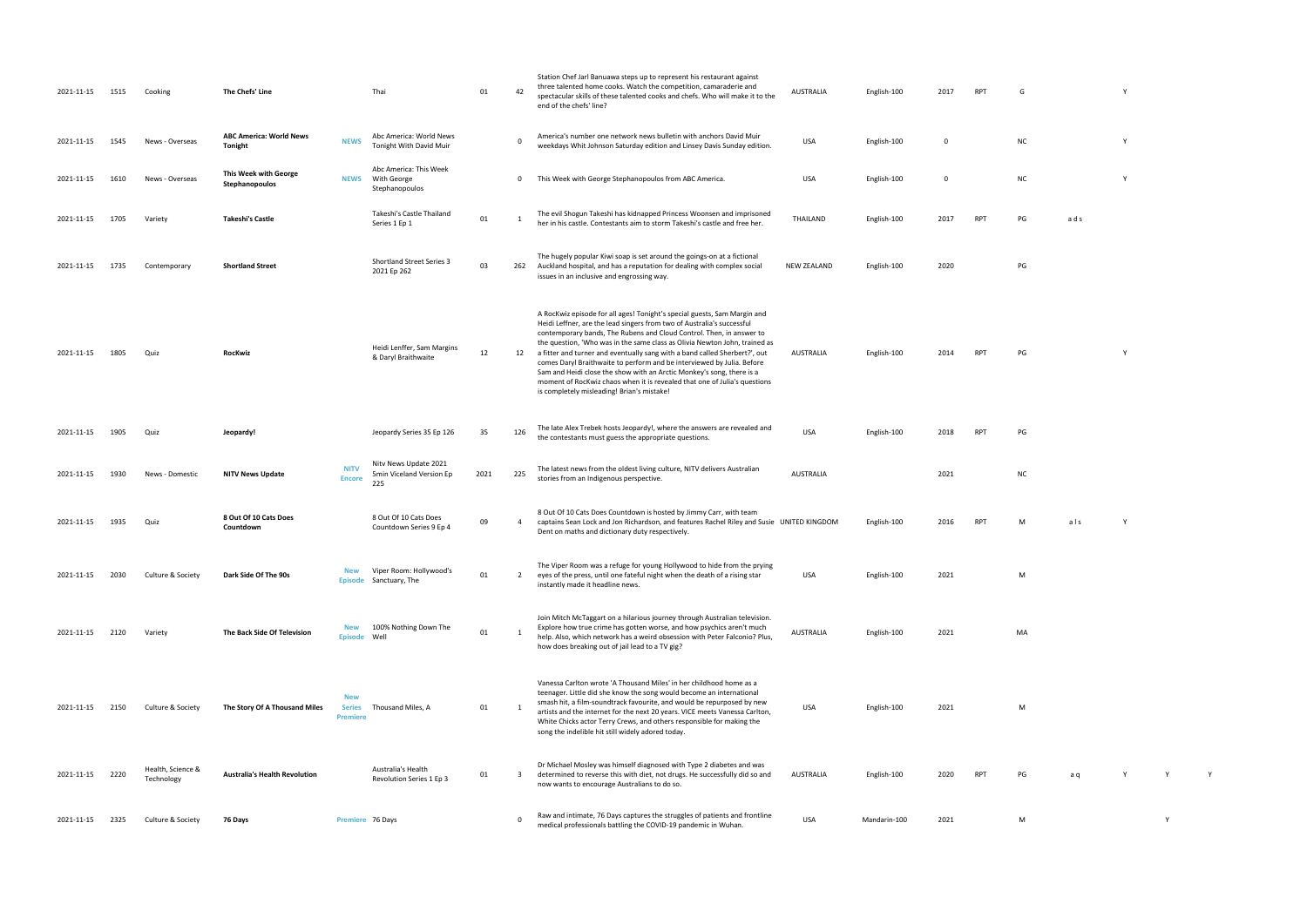| | | | | | | | | | | | | | | | | | |
|---|---|---|---|---|---|---|---|---|---|---|---|---|---|---|---|---|---|
| 2021-11-15 | 1515 | Cooking | **The Chefs' Line** | | Thai | 01 | 42 | Station Chef Jarl Banuawa steps up to represent his restaurant against three talented home cooks. Watch the competition, camaraderie and spectacular skills of these talented cooks and chefs. Who will make it to the end of the chefs' line? | AUSTRALIA | English-100 | 2017 | RPT | G | | | Y | |
| 2021-11-15 | 1545 | News - Overseas | **ABC America: World News Tonight** | NEWS | Abc America: World News Tonight With David Muir | | 0 | America's number one network news bulletin with anchors David Muir weekdays Whit Johnson Saturday edition and Linsey Davis Sunday edition. | USA | English-100 | 0 | | NC | | | Y | |
| 2021-11-15 | 1610 | News - Overseas | **This Week with George Stephanopoulos** | NEWS | Abc America: This Week With George Stephanopoulos | | 0 | This Week with George Stephanopoulos from ABC America. | USA | English-100 | 0 | | NC | | | Y | |
| 2021-11-15 | 1705 | Variety | **Takeshi's Castle** | | Takeshi's Castle Thailand Series 1 Ep 1 | 01 | 1 | The evil Shogun Takeshi has kidnapped Princess Woonsen and imprisoned her in his castle. Contestants aim to storm Takeshi's castle and free her. | THAILAND | English-100 | 2017 | RPT | PG | a d s | | | |
| 2021-11-15 | 1735 | Contemporary | **Shortland Street** | | Shortland Street Series 3 2021 Ep 262 | 03 | 262 | The hugely popular Kiwi soap is set around the goings-on at a fictional Auckland hospital, and has a reputation for dealing with complex social issues in an inclusive and engrossing way. | NEW ZEALAND | English-100 | 2020 | | PG | | | | |
| 2021-11-15 | 1805 | Quiz | **RocKwiz** | | Heidi Lenffer, Sam Margins & Daryl Braithwaite | 12 | 12 | A RocKwiz episode for all ages! Tonight's special guests, Sam Margin and Heidi Leffner, are the lead singers from two of Australia's successful contemporary bands, The Rubens and Cloud Control. Then, in answer to the question, 'Who was in the same class as Olivia Newton John, trained as a fitter and turner and eventually sang with a band called Sherbert?', out comes Daryl Braithwaite to perform and be interviewed by Julia. Before Sam and Heidi close the show with an Arctic Monkey's song, there is a moment of RocKwiz chaos when it is revealed that one of Julia's questions is completely misleading! Brian's mistake! | AUSTRALIA | English-100 | 2014 | RPT | PG | | | Y | |
| 2021-11-15 | 1905 | Quiz | **Jeopardy!** | | Jeopardy Series 35 Ep 126 | 35 | 126 | The late Alex Trebek hosts Jeopardy!, where the answers are revealed and the contestants must guess the appropriate questions. | USA | English-100 | 2018 | RPT | PG | | | | |
| 2021-11-15 | 1930 | News - Domestic | **NITV News Update** | NITV Encore | Nitv News Update 2021 5min Viceland Version Ep 225 | 2021 | 225 | The latest news from the oldest living culture, NITV delivers Australian stories from an Indigenous perspective. | AUSTRALIA | | 2021 | | NC | | | | |
| 2021-11-15 | 1935 | Quiz | **8 Out Of 10 Cats Does Countdown** | | 8 Out Of 10 Cats Does Countdown Series 9 Ep 4 | 09 | 4 | 8 Out Of 10 Cats Does Countdown is hosted by Jimmy Carr, with team captains Sean Lock and Jon Richardson, and features Rachel Riley and Susie Dent on maths and dictionary duty respectively. | UNITED KINGDOM | English-100 | 2016 | RPT | M | a l s | Y | | |
| 2021-11-15 | 2030 | Culture & Society | **Dark Side Of The 90s** | New Episode | Viper Room: Hollywood's Sanctuary, The | 01 | 2 | The Viper Room was a refuge for young Hollywood to hide from the prying eyes of the press, until one fateful night when the death of a rising star instantly made it headline news. | USA | English-100 | 2021 | | M | | | | |
| 2021-11-15 | 2120 | Variety | **The Back Side Of Television** | New Episode | 100% Nothing Down The Well | 01 | 1 | Join Mitch McTaggart on a hilarious journey through Australian television. Explore how true crime has gotten worse, and how psychics aren't much help. Also, which network has a weird obsession with Peter Falconio? Plus, how does breaking out of jail lead to a TV gig? | AUSTRALIA | English-100 | 2021 | | MA | | | | |
| 2021-11-15 | 2150 | Culture & Society | **The Story Of A Thousand Miles** | New Series Premiere | Thousand Miles, A | 01 | 1 | Vanessa Carlton wrote 'A Thousand Miles' in her childhood home as a teenager. Little did she know the song would become an international smash hit, a film-soundtrack favourite, and would be repurposed by new artists and the internet for the next 20 years. VICE meets Vanessa Carlton, White Chicks actor Terry Crews, and others responsible for making the song the indelible hit still widely adored today. | USA | English-100 | 2021 | | M | | | | |
| 2021-11-15 | 2220 | Health, Science & Technology | **Australia's Health Revolution** | | Australia's Health Revolution Series 1 Ep 3 | 01 | 3 | Dr Michael Mosley was himself diagnosed with Type 2 diabetes and was determined to reverse this with diet, not drugs. He successfully did so and now wants to encourage Australians to do so. | AUSTRALIA | English-100 | 2020 | RPT | PG | a q | Y | Y | Y |
| 2021-11-15 | 2325 | Culture & Society | **76 Days** | Premiere | 76 Days | | 0 | Raw and intimate, 76 Days captures the struggles of patients and frontline medical professionals battling the COVID-19 pandemic in Wuhan. | USA | Mandarin-100 | 2021 | | M | | | Y | |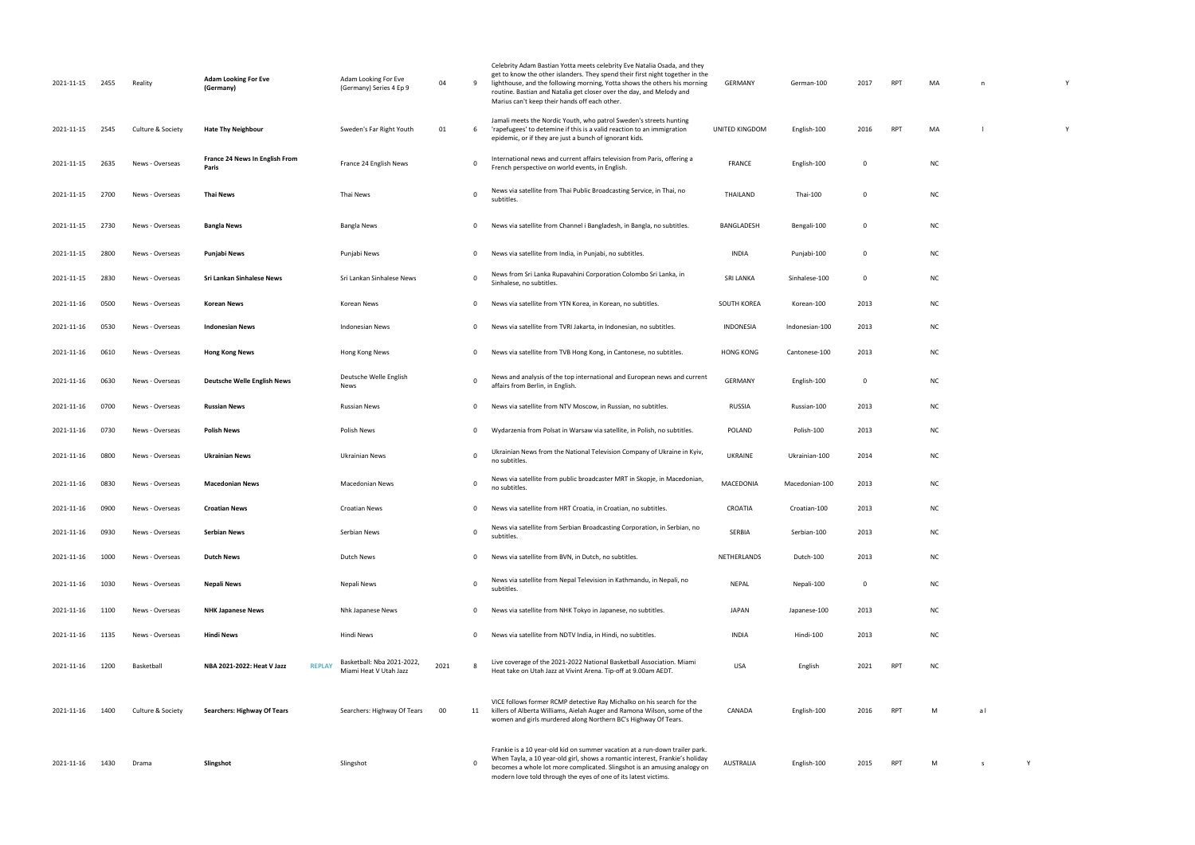| | | | | | | | | | | | | | | | | |
|---|---|---|---|---|---|---|---|---|---|---|---|---|---|---|---|---|
| 2021-11-15 | 2455 | Reality | **Adam Looking For Eve (Germany)** | | Adam Looking For Eve (Germany) Series 4 Ep 9 | 04 | 9 | Celebrity Adam Bastian Yotta meets celebrity Eve Natalia Osada, and they get to know the other islanders. They spend their first night together in the lighthouse, and the following morning, Yotta shows the others his morning routine. Bastian and Natalia get closer over the day, and Melody and Marius can't keep their hands off each other. | GERMANY | German-100 | 2017 | RPT | MA | n | | Y |
| 2021-11-15 | 2545 | Culture & Society | **Hate Thy Neighbour** | | Sweden's Far Right Youth | 01 | 6 | Jamali meets the Nordic Youth, who patrol Sweden's streets hunting 'rapefugees' to detemine if this is a valid reaction to an immigration epidemic, or if they are just a bunch of ignorant kids. | UNITED KINGDOM | English-100 | 2016 | RPT | MA | l | | Y |
| 2021-11-15 | 2635 | News - Overseas | **France 24 News In English From Paris** | | France 24 English News | | 0 | International news and current affairs television from Paris, offering a French perspective on world events, in English. | FRANCE | English-100 | 0 | | NC | | | |
| 2021-11-15 | 2700 | News - Overseas | **Thai News** | | Thai News | | 0 | News via satellite from Thai Public Broadcasting Service, in Thai, no subtitles. | THAILAND | Thai-100 | 0 | | NC | | | |
| 2021-11-15 | 2730 | News - Overseas | **Bangla News** | | Bangla News | | 0 | News via satellite from Channel i Bangladesh, in Bangla, no subtitles. | BANGLADESH | Bengali-100 | 0 | | NC | | | |
| 2021-11-15 | 2800 | News - Overseas | **Punjabi News** | | Punjabi News | | 0 | News via satellite from India, in Punjabi, no subtitles. | INDIA | Punjabi-100 | 0 | | NC | | | |
| 2021-11-15 | 2830 | News - Overseas | **Sri Lankan Sinhalese News** | | Sri Lankan Sinhalese News | | 0 | News from Sri Lanka Rupavahini Corporation Colombo Sri Lanka, in Sinhalese, no subtitles. | SRI LANKA | Sinhalese-100 | 0 | | NC | | | |
| 2021-11-16 | 0500 | News - Overseas | **Korean News** | | Korean News | | 0 | News via satellite from YTN Korea, in Korean, no subtitles. | SOUTH KOREA | Korean-100 | 2013 | | NC | | | |
| 2021-11-16 | 0530 | News - Overseas | **Indonesian News** | | Indonesian News | | 0 | News via satellite from TVRI Jakarta, in Indonesian, no subtitles. | INDONESIA | Indonesian-100 | 2013 | | NC | | | |
| 2021-11-16 | 0610 | News - Overseas | **Hong Kong News** | | Hong Kong News | | 0 | News via satellite from TVB Hong Kong, in Cantonese, no subtitles. | HONG KONG | Cantonese-100 | 2013 | | NC | | | |
| 2021-11-16 | 0630 | News - Overseas | **Deutsche Welle English News** | | Deutsche Welle English News | | 0 | News and analysis of the top international and European news and current affairs from Berlin, in English. | GERMANY | English-100 | 0 | | NC | | | |
| 2021-11-16 | 0700 | News - Overseas | **Russian News** | | Russian News | | 0 | News via satellite from NTV Moscow, in Russian, no subtitles. | RUSSIA | Russian-100 | 2013 | | NC | | | |
| 2021-11-16 | 0730 | News - Overseas | **Polish News** | | Polish News | | 0 | Wydarzenia from Polsat in Warsaw via satellite, in Polish, no subtitles. | POLAND | Polish-100 | 2013 | | NC | | | |
| 2021-11-16 | 0800 | News - Overseas | **Ukrainian News** | | Ukrainian News | | 0 | Ukrainian News from the National Television Company of Ukraine in Kyiv, no subtitles. | UKRAINE | Ukrainian-100 | 2014 | | NC | | | |
| 2021-11-16 | 0830 | News - Overseas | **Macedonian News** | | Macedonian News | | 0 | News via satellite from public broadcaster MRT in Skopje, in Macedonian, no subtitles. | MACEDONIA | Macedonian-100 | 2013 | | NC | | | |
| 2021-11-16 | 0900 | News - Overseas | **Croatian News** | | Croatian News | | 0 | News via satellite from HRT Croatia, in Croatian, no subtitles. | CROATIA | Croatian-100 | 2013 | | NC | | | |
| 2021-11-16 | 0930 | News - Overseas | **Serbian News** | | Serbian News | | 0 | News via satellite from Serbian Broadcasting Corporation, in Serbian, no subtitles. | SERBIA | Serbian-100 | 2013 | | NC | | | |
| 2021-11-16 | 1000 | News - Overseas | **Dutch News** | | Dutch News | | 0 | News via satellite from BVN, in Dutch, no subtitles. | NETHERLANDS | Dutch-100 | 2013 | | NC | | | |
| 2021-11-16 | 1030 | News - Overseas | **Nepali News** | | Nepali News | | 0 | News via satellite from Nepal Television in Kathmandu, in Nepali, no subtitles. | NEPAL | Nepali-100 | 0 | | NC | | | |
| 2021-11-16 | 1100 | News - Overseas | **NHK Japanese News** | | Nhk Japanese News | | 0 | News via satellite from NHK Tokyo in Japanese, no subtitles. | JAPAN | Japanese-100 | 2013 | | NC | | | |
| 2021-11-16 | 1135 | News - Overseas | **Hindi News** | | Hindi News | | 0 | News via satellite from NDTV India, in Hindi, no subtitles. | INDIA | Hindi-100 | 2013 | | NC | | | |
| 2021-11-16 | 1200 | Basketball | **NBA 2021-2022: Heat V Jazz** | **REPLAY** | Basketball: Nba 2021-2022, Miami Heat V Utah Jazz | 2021 | 8 | Live coverage of the 2021-2022 National Basketball Association. Miami Heat take on Utah Jazz at Vivint Arena. Tip-off at 9.00am AEDT. | USA | English | 2021 | RPT | NC | | | |
| 2021-11-16 | 1400 | Culture & Society | **Searchers: Highway Of Tears** | | Searchers: Highway Of Tears | 00 | 11 | VICE follows former RCMP detective Ray Michalko on his search for the killers of Alberta Williams, Aielah Auger and Ramona Wilson, some of the women and girls murdered along Northern BC's Highway Of Tears. | CANADA | English-100 | 2016 | RPT | M | a l | | |
| 2021-11-16 | 1430 | Drama | **Slingshot** | | Slingshot | | 0 | Frankie is a 10 year-old kid on summer vacation at a run-down trailer park. When Tayla, a 10 year-old girl, shows a romantic interest, Frankie's holiday becomes a whole lot more complicated. Slingshot is an amusing analogy on modern love told through the eyes of one of its latest victims. | AUSTRALIA | English-100 | 2015 | RPT | M | s | Y | |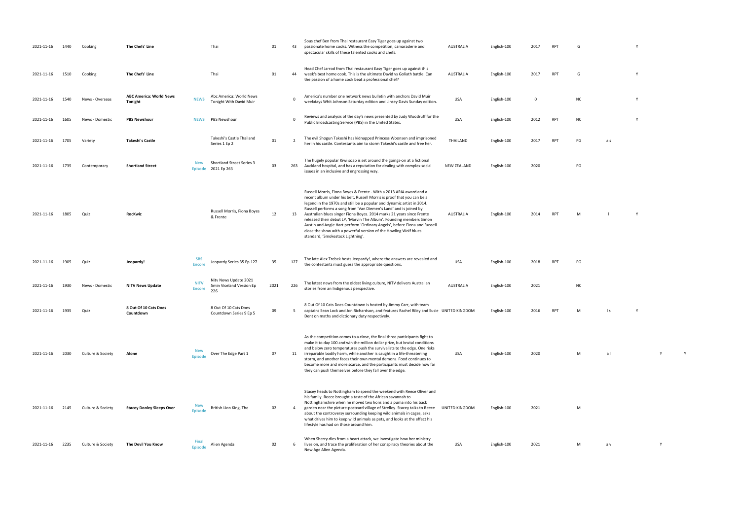| | | | | | | | | | | | | | | | | | |
|---|---|---|---|---|---|---|---|---|---|---|---|---|---|---|---|---|---|
| 2021-11-16 | 1440 | Cooking | **The Chefs' Line** | | Thai | 01 | 43 | Sous chef Ben from Thai restaurant Easy Tiger goes up against two passionate home cooks. Witness the competition, camaraderie and spectacular skills of these talented cooks and chefs. | AUSTRALIA | English-100 | 2017 | RPT | G | | Y | | |
| 2021-11-16 | 1510 | Cooking | **The Chefs' Line** | | Thai | 01 | 44 | Head Chef Jarrod from Thai restaurant Easy Tiger goes up against this week's best home cook. This is the ultimate David vs Goliath battle. Can the passion of a home cook beat a professional chef? | AUSTRALIA | English-100 | 2017 | RPT | G | | Y | | |
| 2021-11-16 | 1540 | News - Overseas | **ABC America: World News Tonight** | **NEWS** | Abc America: World News Tonight With David Muir | | 0 | America's number one network news bulletin with anchors David Muir weekdays Whit Johnson Saturday edition and Linsey Davis Sunday edition. | USA | English-100 | 0 | | NC | | Y | | |
| 2021-11-16 | 1605 | News - Domestic | **PBS Newshour** | **NEWS** | PBS Newshour | | 0 | Reviews and analysis of the day's news presented by Judy Woodruff for the Public Broadcasting Service (PBS) in the United States. | USA | English-100 | 2012 | RPT | NC | | Y | | |
| 2021-11-16 | 1705 | Variety | **Takeshi's Castle** | | Takeshi's Castle Thailand Series 1 Ep 2 | 01 | 2 | The evil Shogun Takeshi has kidnapped Princess Woonsen and imprisoned her in his castle. Contestants aim to storm Takeshi's castle and free her. | THAILAND | English-100 | 2017 | RPT | PG | a s | | | |
| 2021-11-16 | 1735 | Contemporary | **Shortland Street** | **New Episode** | Shortland Street Series 3 2021 Ep 263 | 03 | 263 | The hugely popular Kiwi soap is set around the goings-on at a fictional Auckland hospital, and has a reputation for dealing with complex social issues in an inclusive and engrossing way. | NEW ZEALAND | English-100 | 2020 | | PG | | | | |
| 2021-11-16 | 1805 | Quiz | **RocKwiz** | | Russell Morris, Fiona Boyes & Frente | 12 | 13 | Russell Morris, Fiona Boyes & Frente - With a 2013 ARIA award and a recent album under his belt, Russell Morris is proof that you can be a legend in the 1970s and still be a popular and dynamic artist in 2014. Russell performs a song from 'Van Diemen's Land' and is joined by Australian blues singer Fiona Boyes. 2014 marks 21 years since Frente released their debut LP, 'Marvin The Album'. Founding members Simon Austin and Angie Hart perform 'Ordinary Angels', before Fiona and Russell close the show with a powerful version of the Howling Wolf blues standard, 'Smokestack Lightning'. | AUSTRALIA | English-100 | 2014 | RPT | M | l | Y | | |
| 2021-11-16 | 1905 | Quiz | **Jeopardy!** | **SBS Encore** | Jeopardy Series 35 Ep 127 | 35 | 127 | The late Alex Trebek hosts Jeopardy!, where the answers are revealed and the contestants must guess the appropriate questions. | USA | English-100 | 2018 | RPT | PG | | | | |
| 2021-11-16 | 1930 | News - Domestic | **NITV News Update** | **NITV Encore** | Nitv News Update 2021 5min Viceland Version Ep 226 | 2021 | 226 | The latest news from the oldest living culture, NITV delivers Australian stories from an Indigenous perspective. | AUSTRALIA | English-100 | 2021 | | NC | | | | |
| 2021-11-16 | 1935 | Quiz | **8 Out Of 10 Cats Does Countdown** | | 8 Out Of 10 Cats Does Countdown Series 9 Ep 5 | 09 | 5 | 8 Out Of 10 Cats Does Countdown is hosted by Jimmy Carr, with team captains Sean Lock and Jon Richardson, and features Rachel Riley and Susie Dent on maths and dictionary duty respectively. | UNITED KINGDOM | English-100 | 2016 | RPT | M | l s | Y | | |
| 2021-11-16 | 2030 | Culture & Society | **Alone** | **New Episode** | Over The Edge Part 1 | 07 | 11 | As the competition comes to a close, the final three participants fight to make it to day 100 and win the million dollar prize, but brutal conditions and below zero temperatures push the survivalists to the edge. One risks irreparable bodily harm, while another is caught in a life-threatening storm, and another faces their own mental demons. Food continues to become more and more scarce, and the participants must decide how far they can push themselves before they fall over the edge. | USA | English-100 | 2020 | | M | a l | | Y | Y |
| 2021-11-16 | 2145 | Culture & Society | **Stacey Dooley Sleeps Over** | **New Episode** | British Lion King, The | 02 | 4 | Stacey heads to Nottingham to spend the weekend with Reece Oliver and his family. Reece brought a taste of the African savannah to Nottinghamshire when he moved two lions and a puma into his back garden near the picture-postcard village of Strelley. Stacey talks to Reece about the controversy surrounding keeping wild animals in cages, asks what drives him to keep wild animals as pets, and looks at the effect his lifestyle has had on those around him. | UNITED KINGDOM | English-100 | 2021 | | M | | | | |
| 2021-11-16 | 2235 | Culture & Society | **The Devil You Know** | **Final Episode** | Alien Agenda | 02 | 6 | When Sherry dies from a heart attack, we investigate how her ministry lives on, and trace the proliferation of her conspiracy theories about the New Age Alien Agenda. | USA | English-100 | 2021 | | M | a v | | Y | |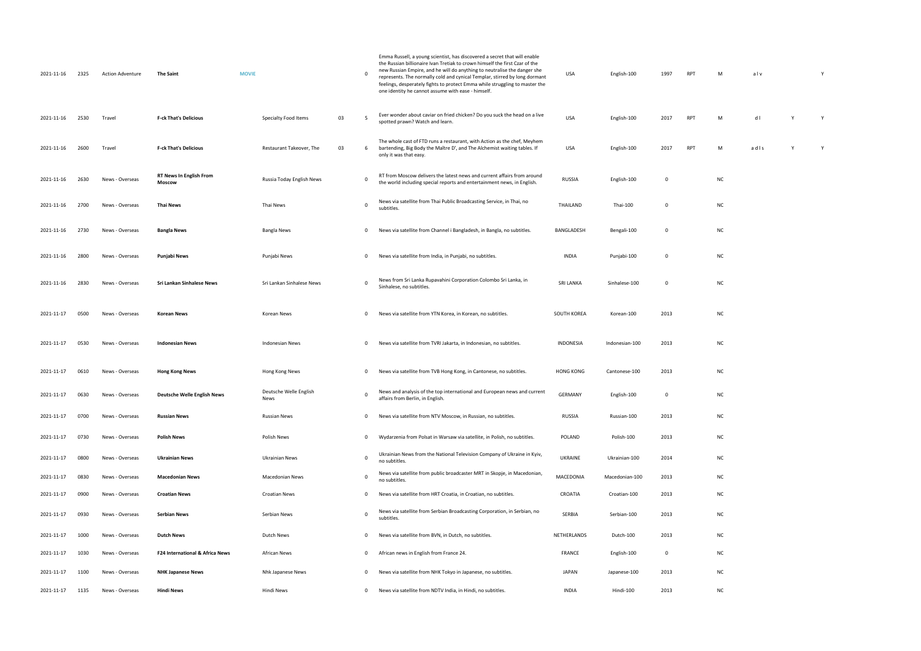| | | | | | | | | | | | | | | | | |
|---|---|---|---|---|---|---|---|---|---|---|---|---|---|---|---|---|
| 2021-11-16 | 2325 | Action Adventure | **The Saint** | **MOVIE** | | 0 | Emma Russell, a young scientist, has discovered a secret that will enable the Russian billionaire Ivan Tretiak to crown himself the first Czar of the new Russian Empire, and he will do anything to neutralise the danger she represents. The normally cold and cynical Templar, stirred by long dormant feelings, desperately fights to protect Emma while struggling to master the one identity he cannot assume with ease - himself. | USA | English-100 | 1997 | RPT | M | a l v | | Y |
| 2021-11-16 | 2530 | Travel | **F-ck That's Delicious** | Specialty Food Items | 03 | 5 | Ever wonder about caviar on fried chicken? Do you suck the head on a live spotted prawn? Watch and learn. | USA | English-100 | 2017 | RPT | M | d l | Y | Y |
| 2021-11-16 | 2600 | Travel | **F-ck That's Delicious** | Restaurant Takeover, The | 03 | 6 | The whole cast of FTD runs a restaurant, with Action as the chef, Meyhem bartending, Big Body the Maître D', and The Alchemist waiting tables. If only it was that easy. | USA | English-100 | 2017 | RPT | M | a d l s | Y | Y |
| 2021-11-16 | 2630 | News - Overseas | **RT News In English From Moscow** | Russia Today English News | | 0 | RT from Moscow delivers the latest news and current affairs from around the world including special reports and entertainment news, in English. | RUSSIA | English-100 | 0 | | NC | | | |
| 2021-11-16 | 2700 | News - Overseas | **Thai News** | Thai News | | 0 | News via satellite from Thai Public Broadcasting Service, in Thai, no subtitles. | THAILAND | Thai-100 | 0 | | NC | | | |
| 2021-11-16 | 2730 | News - Overseas | **Bangla News** | Bangla News | | 0 | News via satellite from Channel i Bangladesh, in Bangla, no subtitles. | BANGLADESH | Bengali-100 | 0 | | NC | | | |
| 2021-11-16 | 2800 | News - Overseas | **Punjabi News** | Punjabi News | | 0 | News via satellite from India, in Punjabi, no subtitles. | INDIA | Punjabi-100 | 0 | | NC | | | |
| 2021-11-16 | 2830 | News - Overseas | **Sri Lankan Sinhalese News** | Sri Lankan Sinhalese News | | 0 | News from Sri Lanka Rupavahini Corporation Colombo Sri Lanka, in Sinhalese, no subtitles. | SRI LANKA | Sinhalese-100 | 0 | | NC | | | |
| 2021-11-17 | 0500 | News - Overseas | **Korean News** | Korean News | | 0 | News via satellite from YTN Korea, in Korean, no subtitles. | SOUTH KOREA | Korean-100 | 2013 | | NC | | | |
| 2021-11-17 | 0530 | News - Overseas | **Indonesian News** | Indonesian News | | 0 | News via satellite from TVRI Jakarta, in Indonesian, no subtitles. | INDONESIA | Indonesian-100 | 2013 | | NC | | | |
| 2021-11-17 | 0610 | News - Overseas | **Hong Kong News** | Hong Kong News | | 0 | News via satellite from TVB Hong Kong, in Cantonese, no subtitles. | HONG KONG | Cantonese-100 | 2013 | | NC | | | |
| 2021-11-17 | 0630 | News - Overseas | **Deutsche Welle English News** | Deutsche Welle English News | | 0 | News and analysis of the top international and European news and current affairs from Berlin, in English. | GERMANY | English-100 | 0 | | NC | | | |
| 2021-11-17 | 0700 | News - Overseas | **Russian News** | Russian News | | 0 | News via satellite from NTV Moscow, in Russian, no subtitles. | RUSSIA | Russian-100 | 2013 | | NC | | | |
| 2021-11-17 | 0730 | News - Overseas | **Polish News** | Polish News | | 0 | Wydarzenia from Polsat in Warsaw via satellite, in Polish, no subtitles. | POLAND | Polish-100 | 2013 | | NC | | | |
| 2021-11-17 | 0800 | News - Overseas | **Ukrainian News** | Ukrainian News | | 0 | Ukrainian News from the National Television Company of Ukraine in Kyiv, no subtitles. | UKRAINE | Ukrainian-100 | 2014 | | NC | | | |
| 2021-11-17 | 0830 | News - Overseas | **Macedonian News** | Macedonian News | | 0 | News via satellite from public broadcaster MRT in Skopje, in Macedonian, no subtitles. | MACEDONIA | Macedonian-100 | 2013 | | NC | | | |
| 2021-11-17 | 0900 | News - Overseas | **Croatian News** | Croatian News | | 0 | News via satellite from HRT Croatia, in Croatian, no subtitles. | CROATIA | Croatian-100 | 2013 | | NC | | | |
| 2021-11-17 | 0930 | News - Overseas | **Serbian News** | Serbian News | | 0 | News via satellite from Serbian Broadcasting Corporation, in Serbian, no subtitles. | SERBIA | Serbian-100 | 2013 | | NC | | | |
| 2021-11-17 | 1000 | News - Overseas | **Dutch News** | Dutch News | | 0 | News via satellite from BVN, in Dutch, no subtitles. | NETHERLANDS | Dutch-100 | 2013 | | NC | | | |
| 2021-11-17 | 1030 | News - Overseas | **F24 International & Africa News** | African News | | 0 | African news in English from France 24. | FRANCE | English-100 | 0 | | NC | | | |
| 2021-11-17 | 1100 | News - Overseas | **NHK Japanese News** | Nhk Japanese News | | 0 | News via satellite from NHK Tokyo in Japanese, no subtitles. | JAPAN | Japanese-100 | 2013 | | NC | | | |
| 2021-11-17 | 1135 | News - Overseas | **Hindi News** | Hindi News | | 0 | News via satellite from NDTV India, in Hindi, no subtitles. | INDIA | Hindi-100 | 2013 | | NC | | | |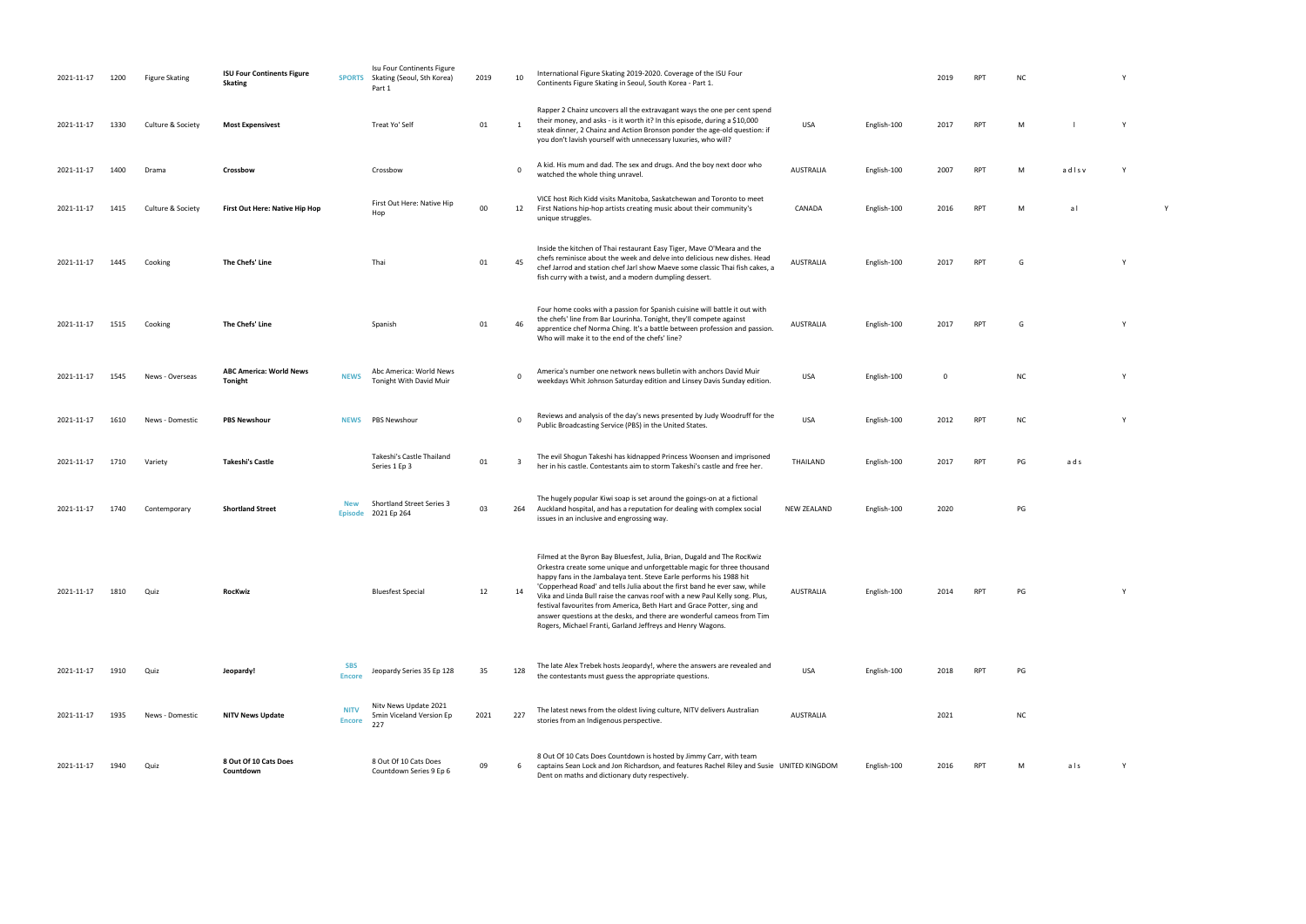| | | | | | | | | | | | | | | | | |
|---|---|---|---|---|---|---|---|---|---|---|---|---|---|---|---|---|
| 2021-11-17 | 1200 | Figure Skating | **ISU Four Continents Figure Skating** | SPORTS | Isu Four Continents Figure Skating (Seoul, Sth Korea) Part 1 | 2019 | 10 | International Figure Skating 2019-2020. Coverage of the ISU Four Continents Figure Skating in Seoul, South Korea - Part 1. | | | 2019 | RPT | NC | | Y | |
| 2021-11-17 | 1330 | Culture & Society | **Most Expensivest** | | Treat Yo' Self | 01 | 1 | Rapper 2 Chainz uncovers all the extravagant ways the one per cent spend their money, and asks - is it worth it? In this episode, during a $10,000 steak dinner, 2 Chainz and Action Bronson ponder the age-old question: if you don't lavish yourself with unnecessary luxuries, who will? | USA | English-100 | 2017 | RPT | M | l | Y | |
| 2021-11-17 | 1400 | Drama | **Crossbow** | | Crossbow | | 0 | A kid. His mum and dad. The sex and drugs. And the boy next door who watched the whole thing unravel. | AUSTRALIA | English-100 | 2007 | RPT | M | a d l s v | Y | |
| 2021-11-17 | 1415 | Culture & Society | **First Out Here: Native Hip Hop** | | First Out Here: Native Hip Hop | 00 | 12 | VICE host Rich Kidd visits Manitoba, Saskatchewan and Toronto to meet First Nations hip-hop artists creating music about their community's unique struggles. | CANADA | English-100 | 2016 | RPT | M | a l | | Y |
| 2021-11-17 | 1445 | Cooking | **The Chefs' Line** | | Thai | 01 | 45 | Inside the kitchen of Thai restaurant Easy Tiger, Mave O'Meara and the chefs reminisce about the week and delve into delicious new dishes. Head chef Jarrod and station chef Jarl show Maeve some classic Thai fish cakes, a fish curry with a twist, and a modern dumpling dessert. | AUSTRALIA | English-100 | 2017 | RPT | G | | Y | |
| 2021-11-17 | 1515 | Cooking | **The Chefs' Line** | | Spanish | 01 | 46 | Four home cooks with a passion for Spanish cuisine will battle it out with the chefs' line from Bar Lourinha. Tonight, they'll compete against apprentice chef Norma Ching. It's a battle between profession and passion. Who will make it to the end of the chefs' line? | AUSTRALIA | English-100 | 2017 | RPT | G | | Y | |
| 2021-11-17 | 1545 | News - Overseas | **ABC America: World News Tonight** | NEWS | Abc America: World News Tonight With David Muir | | 0 | America's number one network news bulletin with anchors David Muir weekdays Whit Johnson Saturday edition and Linsey Davis Sunday edition. | USA | English-100 | 0 | | NC | | Y | |
| 2021-11-17 | 1610 | News - Domestic | **PBS Newshour** | NEWS | PBS Newshour | | 0 | Reviews and analysis of the day's news presented by Judy Woodruff for the Public Broadcasting Service (PBS) in the United States. | USA | English-100 | 2012 | RPT | NC | | Y | |
| 2021-11-17 | 1710 | Variety | **Takeshi's Castle** | | Takeshi's Castle Thailand Series 1 Ep 3 | 01 | 3 | The evil Shogun Takeshi has kidnapped Princess Woonsen and imprisoned her in his castle. Contestants aim to storm Takeshi's castle and free her. | THAILAND | English-100 | 2017 | RPT | PG | a d s | | |
| 2021-11-17 | 1740 | Contemporary | **Shortland Street** | New Episode | Shortland Street Series 3 2021 Ep 264 | 03 | 264 | The hugely popular Kiwi soap is set around the goings-on at a fictional Auckland hospital, and has a reputation for dealing with complex social issues in an inclusive and engrossing way. | NEW ZEALAND | English-100 | 2020 | | PG | | | |
| 2021-11-17 | 1810 | Quiz | **RocKwiz** | | Bluesfest Special | 12 | 14 | Filmed at the Byron Bay Bluesfest, Julia, Brian, Dugald and The RocKwiz Orkestra create some unique and unforgettable magic for three thousand happy fans in the Jambalaya tent. Steve Earle performs his 1988 hit 'Copperhead Road' and tells Julia about the first band he ever saw, while Vika and Linda Bull raise the canvas roof with a new Paul Kelly song. Plus, festival favourites from America, Beth Hart and Grace Potter, sing and answer questions at the desks, and there are wonderful cameos from Tim Rogers, Michael Franti, Garland Jeffreys and Henry Wagons. | AUSTRALIA | English-100 | 2014 | RPT | PG | | Y | |
| 2021-11-17 | 1910 | Quiz | **Jeopardy!** | SBS Encore | Jeopardy Series 35 Ep 128 | 35 | 128 | The late Alex Trebek hosts Jeopardy!, where the answers are revealed and the contestants must guess the appropriate questions. | USA | English-100 | 2018 | RPT | PG | | | |
| 2021-11-17 | 1935 | News - Domestic | **NITV News Update** | NITV Encore | Nitv News Update 2021 5min Viceland Version Ep 227 | 2021 | 227 | The latest news from the oldest living culture, NITV delivers Australian stories from an Indigenous perspective. | AUSTRALIA | | 2021 | | NC | | | |
| 2021-11-17 | 1940 | Quiz | **8 Out Of 10 Cats Does Countdown** | | 8 Out Of 10 Cats Does Countdown Series 9 Ep 6 | 09 | 6 | 8 Out Of 10 Cats Does Countdown is hosted by Jimmy Carr, with team captains Sean Lock and Jon Richardson, and features Rachel Riley and Susie Dent on maths and dictionary duty respectively. | UNITED KINGDOM | English-100 | 2016 | RPT | M | a l s | Y | |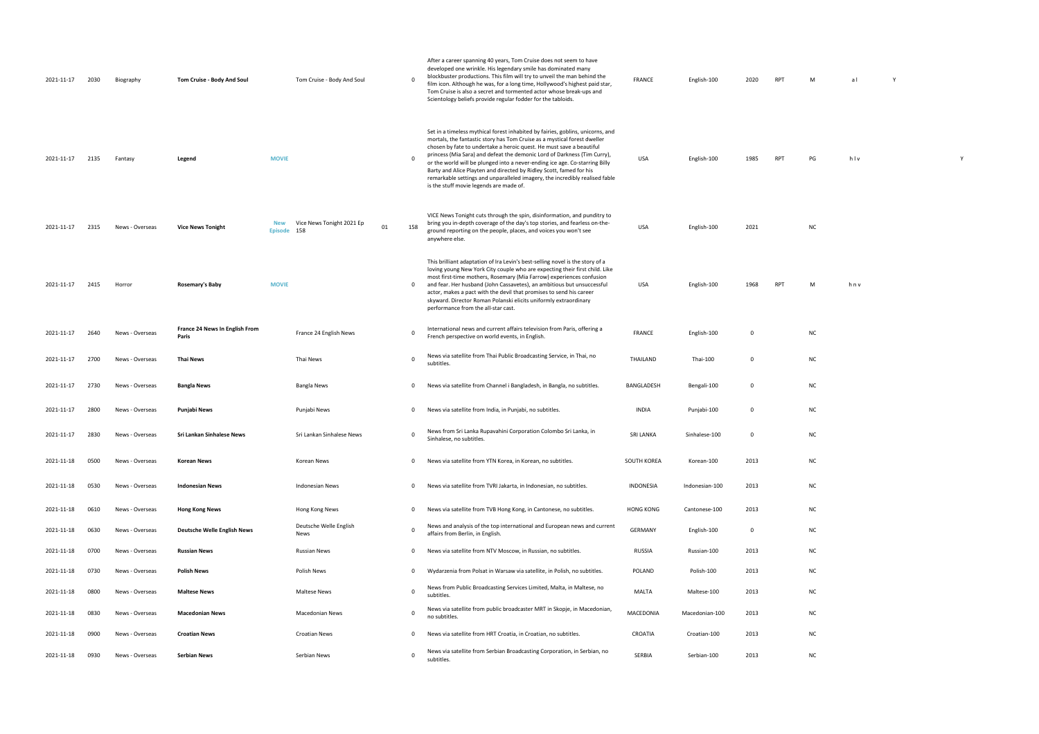| | | | | | | | | | | | | | | | | | |
|---|---|---|---|---|---|---|---|---|---|---|---|---|---|---|---|---|---|
| 2021-11-17 | 2030 | Biography | **Tom Cruise - Body And Soul** | | Tom Cruise - Body And Soul | | 0 | After a career spanning 40 years, Tom Cruise does not seem to have developed one wrinkle. His legendary smile has dominated many blockbuster productions. This film will try to unveil the man behind the film icon. Although he was, for a long time, Hollywood's highest paid star, Tom Cruise is also a secret and tormented actor whose break-ups and Scientology beliefs provide regular fodder for the tabloids. | FRANCE | English-100 | 2020 | RPT | M | a l | Y | | |
| 2021-11-17 | 2135 | Fantasy | **Legend** | **MOVIE** | | | 0 | Set in a timeless mythical forest inhabited by fairies, goblins, unicorns, and mortals, the fantastic story has Tom Cruise as a mystical forest dweller chosen by fate to undertake a heroic quest. He must save a beautiful princess (Mia Sara) and defeat the demonic Lord of Darkness (Tim Curry), or the world will be plunged into a never-ending ice age. Co-starring Billy Barty and Alice Playten and directed by Ridley Scott, famed for his remarkable settings and unparalleled imagery, the incredibly realised fable is the stuff movie legends are made of. | USA | English-100 | 1985 | RPT | PG | h l v | | | Y |
| 2021-11-17 | 2315 | News - Overseas | **Vice News Tonight** | **New Episode** | Vice News Tonight 2021 Ep 158 | 01 | 158 | VICE News Tonight cuts through the spin, disinformation, and punditry to bring you in-depth coverage of the day's top stories, and fearless on-the-ground reporting on the people, places, and voices you won't see anywhere else. | USA | English-100 | 2021 | | NC | | | | |
| 2021-11-17 | 2415 | Horror | **Rosemary's Baby** | **MOVIE** | | | 0 | This brilliant adaptation of Ira Levin's best-selling novel is the story of a loving young New York City couple who are expecting their first child. Like most first-time mothers, Rosemary (Mia Farrow) experiences confusion and fear. Her husband (John Cassavetes), an ambitious but unsuccessful actor, makes a pact with the devil that promises to send his career skyward. Director Roman Polanski elicits uniformly extraordinary performance from the all-star cast. | USA | English-100 | 1968 | RPT | M | h n v | | | |
| 2021-11-17 | 2640 | News - Overseas | **France 24 News In English From Paris** | | France 24 English News | | 0 | International news and current affairs television from Paris, offering a French perspective on world events, in English. | FRANCE | English-100 | 0 | | NC | | | | |
| 2021-11-17 | 2700 | News - Overseas | **Thai News** | | Thai News | | 0 | News via satellite from Thai Public Broadcasting Service, in Thai, no subtitles. | THAILAND | Thai-100 | 0 | | NC | | | | |
| 2021-11-17 | 2730 | News - Overseas | **Bangla News** | | Bangla News | | 0 | News via satellite from Channel i Bangladesh, in Bangla, no subtitles. | BANGLADESH | Bengali-100 | 0 | | NC | | | | |
| 2021-11-17 | 2800 | News - Overseas | **Punjabi News** | | Punjabi News | | 0 | News via satellite from India, in Punjabi, no subtitles. | INDIA | Punjabi-100 | 0 | | NC | | | | |
| 2021-11-17 | 2830 | News - Overseas | **Sri Lankan Sinhalese News** | | Sri Lankan Sinhalese News | | 0 | News from Sri Lanka Rupavahini Corporation Colombo Sri Lanka, in Sinhalese, no subtitles. | SRI LANKA | Sinhalese-100 | 0 | | NC | | | | |
| 2021-11-18 | 0500 | News - Overseas | **Korean News** | | Korean News | | 0 | News via satellite from YTN Korea, in Korean, no subtitles. | SOUTH KOREA | Korean-100 | 2013 | | NC | | | | |
| 2021-11-18 | 0530 | News - Overseas | **Indonesian News** | | Indonesian News | | 0 | News via satellite from TVRI Jakarta, in Indonesian, no subtitles. | INDONESIA | Indonesian-100 | 2013 | | NC | | | | |
| 2021-11-18 | 0610 | News - Overseas | **Hong Kong News** | | Hong Kong News | | 0 | News via satellite from TVB Hong Kong, in Cantonese, no subtitles. | HONG KONG | Cantonese-100 | 2013 | | NC | | | | |
| 2021-11-18 | 0630 | News - Overseas | **Deutsche Welle English News** | | Deutsche Welle English News | | 0 | News and analysis of the top international and European news and current affairs from Berlin, in English. | GERMANY | English-100 | 0 | | NC | | | | |
| 2021-11-18 | 0700 | News - Overseas | **Russian News** | | Russian News | | 0 | News via satellite from NTV Moscow, in Russian, no subtitles. | RUSSIA | Russian-100 | 2013 | | NC | | | | |
| 2021-11-18 | 0730 | News - Overseas | **Polish News** | | Polish News | | 0 | Wydarzenia from Polsat in Warsaw via satellite, in Polish, no subtitles. | POLAND | Polish-100 | 2013 | | NC | | | | |
| 2021-11-18 | 0800 | News - Overseas | **Maltese News** | | Maltese News | | 0 | News from Public Broadcasting Services Limited, Malta, in Maltese, no subtitles. | MALTA | Maltese-100 | 2013 | | NC | | | | |
| 2021-11-18 | 0830 | News - Overseas | **Macedonian News** | | Macedonian News | | 0 | News via satellite from public broadcaster MRT in Skopje, in Macedonian, no subtitles. | MACEDONIA | Macedonian-100 | 2013 | | NC | | | | |
| 2021-11-18 | 0900 | News - Overseas | **Croatian News** | | Croatian News | | 0 | News via satellite from HRT Croatia, in Croatian, no subtitles. | CROATIA | Croatian-100 | 2013 | | NC | | | | |
| 2021-11-18 | 0930 | News - Overseas | **Serbian News** | | Serbian News | | 0 | News via satellite from Serbian Broadcasting Corporation, in Serbian, no subtitles. | SERBIA | Serbian-100 | 2013 | | NC | | | | |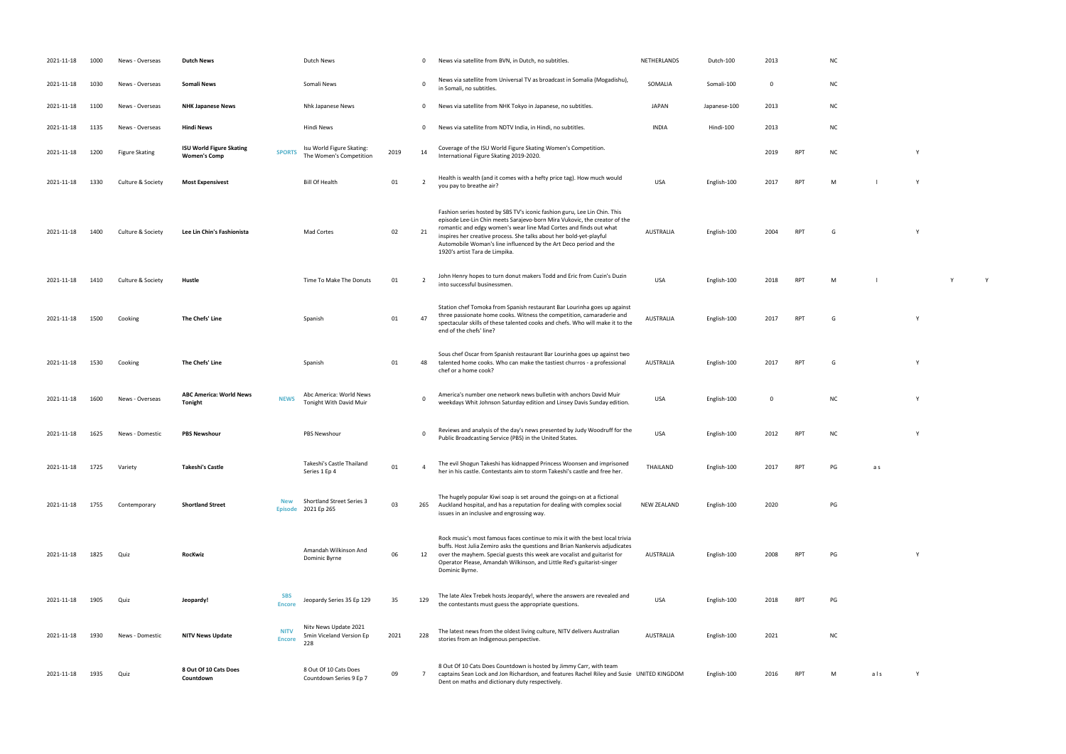| | | | | | | | | | | | | | | | | | |
|---|---|---|---|---|---|---|---|---|---|---|---|---|---|---|---|---|---|
| 2021-11-18 | 1000 | News - Overseas | **Dutch News** | | Dutch News | | 0 | News via satellite from BVN, in Dutch, no subtitles. | NETHERLANDS | Dutch-100 | 2013 | | NC | | | | |
| 2021-11-18 | 1030 | News - Overseas | **Somali News** | | Somali News | | 0 | News via satellite from Universal TV as broadcast in Somalia (Mogadishu), in Somali, no subtitles. | SOMALIA | Somali-100 | 0 | | NC | | | | |
| 2021-11-18 | 1100 | News - Overseas | **NHK Japanese News** | | Nhk Japanese News | | 0 | News via satellite from NHK Tokyo in Japanese, no subtitles. | JAPAN | Japanese-100 | 2013 | | NC | | | | |
| 2021-11-18 | 1135 | News - Overseas | **Hindi News** | | Hindi News | | 0 | News via satellite from NDTV India, in Hindi, no subtitles. | INDIA | Hindi-100 | 2013 | | NC | | | | |
| 2021-11-18 | 1200 | Figure Skating | **ISU World Figure Skating Women's Comp** | SPORTS | Isu World Figure Skating: The Women's Competition | 2019 | 14 | Coverage of the ISU World Figure Skating Women's Competition. International Figure Skating 2019-2020. | | | 2019 | RPT | NC | | Y | | |
| 2021-11-18 | 1330 | Culture & Society | **Most Expensivest** | | Bill Of Health | 01 | 2 | Health is wealth (and it comes with a hefty price tag). How much would you pay to breathe air? | USA | English-100 | 2017 | RPT | M | l | Y | | |
| 2021-11-18 | 1400 | Culture & Society | **Lee Lin Chin's Fashionista** | | Mad Cortes | 02 | 21 | Fashion series hosted by SBS TV's iconic fashion guru, Lee Lin Chin. This episode Lee-Lin Chin meets Sarajevo-born Mira Vukovic, the creator of the romantic and edgy women's wear line Mad Cortes and finds out what inspires her creative process. She talks about her bold-yet-playful Automobile Woman's line influenced by the Art Deco period and the 1920's artist Tara de Limpika. | AUSTRALIA | English-100 | 2004 | RPT | G | | Y | | |
| 2021-11-18 | 1410 | Culture & Society | **Hustle** | | Time To Make The Donuts | 01 | 2 | John Henry hopes to turn donut makers Todd and Eric from Cuzin's Duzin into successful businessmen. | USA | English-100 | 2018 | RPT | M | l | | Y | Y |
| 2021-11-18 | 1500 | Cooking | **The Chefs' Line** | | Spanish | 01 | 47 | Station chef Tomoka from Spanish restaurant Bar Lourinha goes up against three passionate home cooks. Witness the competition, camaraderie and spectacular skills of these talented cooks and chefs. Who will make it to the end of the chefs' line? | AUSTRALIA | English-100 | 2017 | RPT | G | | Y | | |
| 2021-11-18 | 1530 | Cooking | **The Chefs' Line** | | Spanish | 01 | 48 | Sous chef Oscar from Spanish restaurant Bar Lourinha goes up against two talented home cooks. Who can make the tastiest churros - a professional chef or a home cook? | AUSTRALIA | English-100 | 2017 | RPT | G | | Y | | |
| 2021-11-18 | 1600 | News - Overseas | **ABC America: World News Tonight** | NEWS | Abc America: World News Tonight With David Muir | | 0 | America's number one network news bulletin with anchors David Muir weekdays Whit Johnson Saturday edition and Linsey Davis Sunday edition. | USA | English-100 | 0 | | NC | | Y | | |
| 2021-11-18 | 1625 | News - Domestic | **PBS Newshour** | | PBS Newshour | | 0 | Reviews and analysis of the day's news presented by Judy Woodruff for the Public Broadcasting Service (PBS) in the United States. | USA | English-100 | 2012 | RPT | NC | | Y | | |
| 2021-11-18 | 1725 | Variety | **Takeshi's Castle** | | Takeshi's Castle Thailand Series 1 Ep 4 | 01 | 4 | The evil Shogun Takeshi has kidnapped Princess Woonsen and imprisoned her in his castle. Contestants aim to storm Takeshi's castle and free her. | THAILAND | English-100 | 2017 | RPT | PG | a s | | | |
| 2021-11-18 | 1755 | Contemporary | **Shortland Street** | New Episode | Shortland Street Series 3 2021 Ep 265 | 03 | 265 | The hugely popular Kiwi soap is set around the goings-on at a fictional Auckland hospital, and has a reputation for dealing with complex social issues in an inclusive and engrossing way. | NEW ZEALAND | English-100 | 2020 | | PG | | | | |
| 2021-11-18 | 1825 | Quiz | **RocKwiz** | | Amandah Wilkinson And Dominic Byrne | 06 | 12 | Rock music's most famous faces continue to mix it with the best local trivia buffs. Host Julia Zemiro asks the questions and Brian Nankervis adjudicates over the mayhem. Special guests this week are vocalist and guitarist for Operator Please, Amandah Wilkinson, and Little Red's guitarist-singer Dominic Byrne. | AUSTRALIA | English-100 | 2008 | RPT | PG | | Y | | |
| 2021-11-18 | 1905 | Quiz | **Jeopardy!** | SBS Encore | Jeopardy Series 35 Ep 129 | 35 | 129 | The late Alex Trebek hosts Jeopardy!, where the answers are revealed and the contestants must guess the appropriate questions. | USA | English-100 | 2018 | RPT | PG | | | | |
| 2021-11-18 | 1930 | News - Domestic | **NITV News Update** | NITV Encore | Nitv News Update 2021 5min Viceland Version Ep 228 | 2021 | 228 | The latest news from the oldest living culture, NITV delivers Australian stories from an Indigenous perspective. | AUSTRALIA | English-100 | 2021 | | NC | | | | |
| 2021-11-18 | 1935 | Quiz | **8 Out Of 10 Cats Does Countdown** | | 8 Out Of 10 Cats Does Countdown Series 9 Ep 7 | 09 | 7 | 8 Out Of 10 Cats Does Countdown is hosted by Jimmy Carr, with team captains Sean Lock and Jon Richardson, and features Rachel Riley and Susie Dent on maths and dictionary duty respectively. | UNITED KINGDOM | English-100 | 2016 | RPT | M | a l s | Y | | |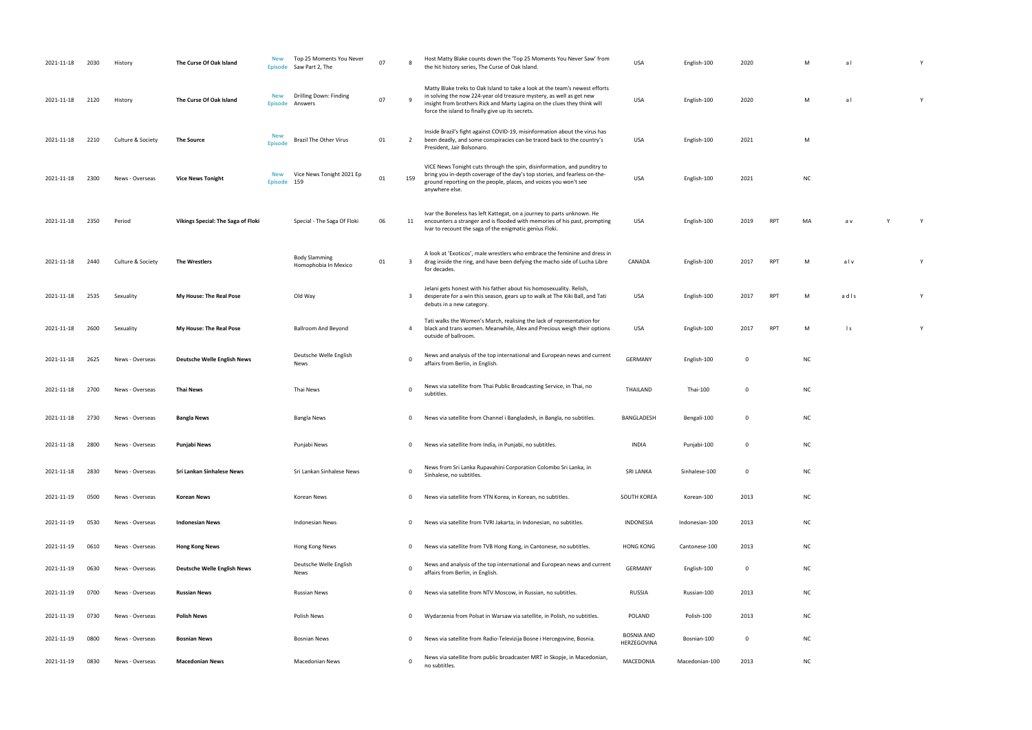| | | | | | | | | | | | | | | | | | |
|---|---|---|---|---|---|---|---|---|---|---|---|---|---|---|---|---|---|
| 2021-11-18 | 2030 | History | **The Curse Of Oak Island** | New Episode | Top 25 Moments You Never Saw Part 2, The | 07 | 8 | Host Matty Blake counts down the 'Top 25 Moments You Never Saw' from the hit history series, The Curse of Oak Island. | USA | English-100 | 2020 | | M | a l | | Y |
| 2021-11-18 | 2120 | History | **The Curse Of Oak Island** | New Episode | Drilling Down: Finding Answers | 07 | 9 | Matty Blake treks to Oak Island to take a look at the team's newest efforts in solving the now 224-year old treasure mystery, as well as get new insight from brothers Rick and Marty Lagina on the clues they think will force the island to finally give up its secrets. | USA | English-100 | 2020 | | M | a l | | Y |
| 2021-11-18 | 2210 | Culture & Society | **The Source** | New Episode | Brazil The Other Virus | 01 | 2 | Inside Brazil's fight against COVID-19, misinformation about the virus has been deadly, and some conspiracies can be traced back to the country's President, Jair Bolsonaro. | USA | English-100 | 2021 | | M | | | |
| 2021-11-18 | 2300 | News - Overseas | **Vice News Tonight** | New Episode | Vice News Tonight 2021 Ep 159 | 01 | 159 | VICE News Tonight cuts through the spin, disinformation, and punditry to bring you in-depth coverage of the day's top stories, and fearless on-the-ground reporting on the people, places, and voices you won't see anywhere else. | USA | English-100 | 2021 | | NC | | | |
| 2021-11-18 | 2350 | Period | **Vikings Special: The Saga of Floki** | | Special - The Saga Of Floki | 06 | 11 | Ivar the Boneless has left Kattegat, on a journey to parts unknown. He encounters a stranger and is flooded with memories of his past, prompting Ivar to recount the saga of the enigmatic genius Floki. | USA | English-100 | 2019 | RPT | MA | a v | Y | Y |
| 2021-11-18 | 2440 | Culture & Society | **The Wrestlers** | | Body Slamming Homophobia In Mexico | 01 | 3 | A look at 'Exoticos', male wrestlers who embrace the feminine and dress in drag inside the ring, and have been defying the macho side of Lucha Libre for decades. | CANADA | English-100 | 2017 | RPT | M | a l v | | Y |
| 2021-11-18 | 2535 | Sexuality | **My House: The Real Pose** | | Old Way | | 3 | Jelani gets honest with his father about his homosexuality. Relish, desperate for a win this season, gears up to walk at The Kiki Ball, and Tati debuts in a new category. | USA | English-100 | 2017 | RPT | M | a d l s | | Y |
| 2021-11-18 | 2600 | Sexuality | **My House: The Real Pose** | | Ballroom And Beyond | | 4 | Tati walks the Women's March, realising the lack of representation for black and trans women. Meanwhile, Alex and Precious weigh their options outside of ballroom. | USA | English-100 | 2017 | RPT | M | l s | | Y |
| 2021-11-18 | 2625 | News - Overseas | **Deutsche Welle English News** | | Deutsche Welle English News | | 0 | News and analysis of the top international and European news and current affairs from Berlin, in English. | GERMANY | English-100 | 0 | | NC | | | |
| 2021-11-18 | 2700 | News - Overseas | **Thai News** | | Thai News | | 0 | News via satellite from Thai Public Broadcasting Service, in Thai, no subtitles. | THAILAND | Thai-100 | 0 | | NC | | | |
| 2021-11-18 | 2730 | News - Overseas | **Bangla News** | | Bangla News | | 0 | News via satellite from Channel i Bangladesh, in Bangla, no subtitles. | BANGLADESH | Bengali-100 | 0 | | NC | | | |
| 2021-11-18 | 2800 | News - Overseas | **Punjabi News** | | Punjabi News | | 0 | News via satellite from India, in Punjabi, no subtitles. | INDIA | Punjabi-100 | 0 | | NC | | | |
| 2021-11-18 | 2830 | News - Overseas | **Sri Lankan Sinhalese News** | | Sri Lankan Sinhalese News | | 0 | News from Sri Lanka Rupavahini Corporation Colombo Sri Lanka, in Sinhalese, no subtitles. | SRI LANKA | Sinhalese-100 | 0 | | NC | | | |
| 2021-11-19 | 0500 | News - Overseas | **Korean News** | | Korean News | | 0 | News via satellite from YTN Korea, in Korean, no subtitles. | SOUTH KOREA | Korean-100 | 2013 | | NC | | | |
| 2021-11-19 | 0530 | News - Overseas | **Indonesian News** | | Indonesian News | | 0 | News via satellite from TVRI Jakarta, in Indonesian, no subtitles. | INDONESIA | Indonesian-100 | 2013 | | NC | | | |
| 2021-11-19 | 0610 | News - Overseas | **Hong Kong News** | | Hong Kong News | | 0 | News via satellite from TVB Hong Kong, in Cantonese, no subtitles. | HONG KONG | Cantonese-100 | 2013 | | NC | | | |
| 2021-11-19 | 0630 | News - Overseas | **Deutsche Welle English News** | | Deutsche Welle English News | | 0 | News and analysis of the top international and European news and current affairs from Berlin, in English. | GERMANY | English-100 | 0 | | NC | | | |
| 2021-11-19 | 0700 | News - Overseas | **Russian News** | | Russian News | | 0 | News via satellite from NTV Moscow, in Russian, no subtitles. | RUSSIA | Russian-100 | 2013 | | NC | | | |
| 2021-11-19 | 0730 | News - Overseas | **Polish News** | | Polish News | | 0 | Wydarzenia from Polsat in Warsaw via satellite, in Polish, no subtitles. | POLAND | Polish-100 | 2013 | | NC | | | |
| 2021-11-19 | 0800 | News - Overseas | **Bosnian News** | | Bosnian News | | 0 | News via satellite from Radio-Televizija Bosne i Hercegovine, Bosnia. | BOSNIA AND HERZEGOVINA | Bosnian-100 | 0 | | NC | | | |
| 2021-11-19 | 0830 | News - Overseas | **Macedonian News** | | Macedonian News | | 0 | News via satellite from public broadcaster MRT in Skopje, in Macedonian, no subtitles. | MACEDONIA | Macedonian-100 | 2013 | | NC | | | |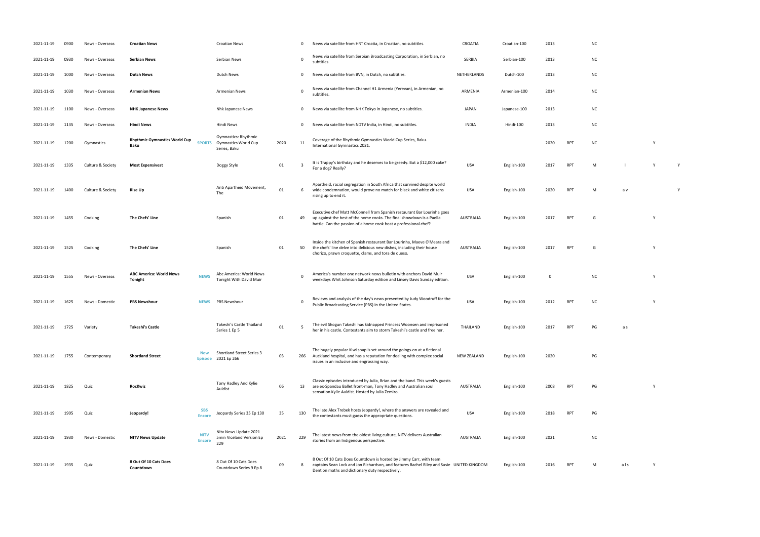| | | | | | | | | | | | | | | | | |
|---|---|---|---|---|---|---|---|---|---|---|---|---|---|---|---|---|
| 2021-11-19 | 0900 | News - Overseas | **Croatian News** | | Croatian News | | 0 | News via satellite from HRT Croatia, in Croatian, no subtitles. | CROATIA | Croatian-100 | 2013 | | NC | | | |
| 2021-11-19 | 0930 | News - Overseas | **Serbian News** | | Serbian News | | 0 | News via satellite from Serbian Broadcasting Corporation, in Serbian, no subtitles. | SERBIA | Serbian-100 | 2013 | | NC | | | |
| 2021-11-19 | 1000 | News - Overseas | **Dutch News** | | Dutch News | | 0 | News via satellite from BVN, in Dutch, no subtitles. | NETHERLANDS | Dutch-100 | 2013 | | NC | | | |
| 2021-11-19 | 1030 | News - Overseas | **Armenian News** | | Armenian News | | 0 | News via satellite from Channel H1 Armenia (Yerevan), in Armenian, no subtitles. | ARMENIA | Armenian-100 | 2014 | | NC | | | |
| 2021-11-19 | 1100 | News - Overseas | **NHK Japanese News** | | Nhk Japanese News | | 0 | News via satellite from NHK Tokyo in Japanese, no subtitles. | JAPAN | Japanese-100 | 2013 | | NC | | | |
| 2021-11-19 | 1135 | News - Overseas | **Hindi News** | | Hindi News | | 0 | News via satellite from NDTV India, in Hindi, no subtitles. | INDIA | Hindi-100 | 2013 | | NC | | | |
| 2021-11-19 | 1200 | Gymnastics | **Rhythmic Gymnastics World Cup Baku** | SPORTS | Gymnastics: Rhythmic Gymnastics World Cup Series, Baku | 2020 | 11 | Coverage of the Rhythmic Gymnastics World Cup Series, Baku. International Gymnastics 2021. | | | 2020 | RPT | NC | | Y | |
| 2021-11-19 | 1335 | Culture & Society | **Most Expensivest** | | Doggy Style | 01 | 3 | It is Trappy's birthday and he deserves to be greedy. But a $12,000 cake? For a dog? Really? | USA | English-100 | 2017 | RPT | M | l | Y | Y |
| 2021-11-19 | 1400 | Culture & Society | **Rise Up** | | Anti Apartheid Movement, The | 01 | 6 | Apartheid, racial segregation in South Africa that survived despite world wide condemnation, would prove no match for black and white citizens rising up to end it. | USA | English-100 | 2020 | RPT | M | a v | | Y |
| 2021-11-19 | 1455 | Cooking | **The Chefs' Line** | | Spanish | 01 | 49 | Executive chef Matt McConnell from Spanish restaurant Bar Lourinha goes up against the best of the home cooks. The final showdown is a Paella battle. Can the passion of a home cook beat a professional chef? | AUSTRALIA | English-100 | 2017 | RPT | G | | Y | |
| 2021-11-19 | 1525 | Cooking | **The Chefs' Line** | | Spanish | 01 | 50 | Inside the kitchen of Spanish restaurant Bar Lourinha, Maeve O'Meara and the chefs' line delve into delicious new dishes, including their house chorizo, prawn croquette, clams, and tora de queso. | AUSTRALIA | English-100 | 2017 | RPT | G | | Y | |
| 2021-11-19 | 1555 | News - Overseas | **ABC America: World News Tonight** | NEWS | Abc America: World News Tonight With David Muir | | 0 | America's number one network news bulletin with anchors David Muir weekdays Whit Johnson Saturday edition and Linsey Davis Sunday edition. | USA | English-100 | 0 | | NC | | Y | |
| 2021-11-19 | 1625 | News - Domestic | **PBS Newshour** | NEWS | PBS Newshour | | 0 | Reviews and analysis of the day's news presented by Judy Woodruff for the Public Broadcasting Service (PBS) in the United States. | USA | English-100 | 2012 | RPT | NC | | Y | |
| 2021-11-19 | 1725 | Variety | **Takeshi's Castle** | | Takeshi's Castle Thailand Series 1 Ep 5 | 01 | 5 | The evil Shogun Takeshi has kidnapped Princess Woonsen and imprisoned her in his castle. Contestants aim to storm Takeshi's castle and free her. | THAILAND | English-100 | 2017 | RPT | PG | a s | | |
| 2021-11-19 | 1755 | Contemporary | **Shortland Street** | New Episode | Shortland Street Series 3 2021 Ep 266 | 03 | 266 | The hugely popular Kiwi soap is set around the goings-on at a fictional Auckland hospital, and has a reputation for dealing with complex social issues in an inclusive and engrossing way. | NEW ZEALAND | English-100 | 2020 | | PG | | | |
| 2021-11-19 | 1825 | Quiz | **RocKwiz** | | Tony Hadley And Kylie Auldist | 06 | 13 | Classic episodes introduced by Julia, Brian and the band. This week's guests are ex-Spandau Ballet front-man, Tony Hadley and Australian soul sensation Kylie Auldist. Hosted by Julia Zemiro. | AUSTRALIA | English-100 | 2008 | RPT | PG | | Y | |
| 2021-11-19 | 1905 | Quiz | **Jeopardy!** | SBS Encore | Jeopardy Series 35 Ep 130 | 35 | 130 | The late Alex Trebek hosts Jeopardy!, where the answers are revealed and the contestants must guess the appropriate questions. | USA | English-100 | 2018 | RPT | PG | | | |
| 2021-11-19 | 1930 | News - Domestic | **NITV News Update** | NITV Encore | Nitv News Update 2021 5min Viceland Version Ep 229 | 2021 | 229 | The latest news from the oldest living culture, NITV delivers Australian stories from an Indigenous perspective. | AUSTRALIA | English-100 | 2021 | | NC | | | |
| 2021-11-19 | 1935 | Quiz | **8 Out Of 10 Cats Does Countdown** | | 8 Out Of 10 Cats Does Countdown Series 9 Ep 8 | 09 | 8 | 8 Out Of 10 Cats Does Countdown is hosted by Jimmy Carr, with team captains Sean Lock and Jon Richardson, and features Rachel Riley and Susie Dent on maths and dictionary duty respectively. | UNITED KINGDOM | English-100 | 2016 | RPT | M | a l s | Y | |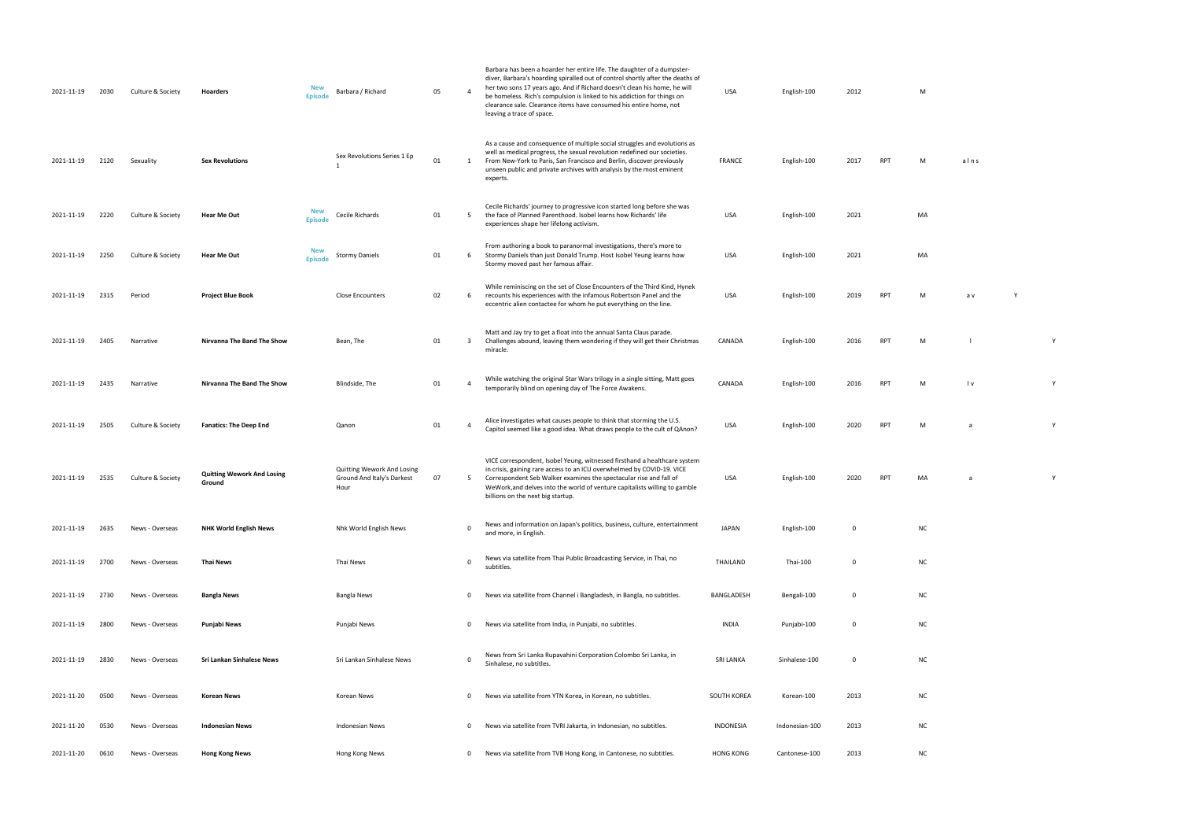| | | | | | | | | | | | | | | | | | |
|---|---|---|---|---|---|---|---|---|---|---|---|---|---|---|---|---|---|
| 2021-11-19 | 2030 | Culture & Society | **Hoarders** | New Episode | Barbara / Richard | 05 | 4 | Barbara has been a hoarder her entire life. The daughter of a dumpster-diver, Barbara's hoarding spiralled out of control shortly after the deaths of her two sons 17 years ago. And if Richard doesn't clean his home, he will be homeless. Rich's compulsion is linked to his addiction for things on clearance sale. Clearance items have consumed his entire home, not leaving a trace of space. | USA | English-100 | 2012 | | M | | | |
| 2021-11-19 | 2120 | Sexuality | **Sex Revolutions** | | Sex Revolutions Series 1 Ep 1 | 01 | 1 | As a cause and consequence of multiple social struggles and evolutions as well as medical progress, the sexual revolution redefined our societies. From New-York to Paris, San Francisco and Berlin, discover previously unseen public and private archives with analysis by the most eminent experts. | FRANCE | English-100 | 2017 | RPT | M | a l n s | | |
| 2021-11-19 | 2220 | Culture & Society | **Hear Me Out** | New Episode | Cecile Richards | 01 | 5 | Cecile Richards' journey to progressive icon started long before she was the face of Planned Parenthood. Isobel learns how Richards' life experiences shape her lifelong activism. | USA | English-100 | 2021 | | MA | | | |
| 2021-11-19 | 2250 | Culture & Society | **Hear Me Out** | New Episode | Stormy Daniels | 01 | 6 | From authoring a book to paranormal investigations, there's more to Stormy Daniels than just Donald Trump. Host Isobel Yeung learns how Stormy moved past her famous affair. | USA | English-100 | 2021 | | MA | | | |
| 2021-11-19 | 2315 | Period | **Project Blue Book** | | Close Encounters | 02 | 6 | While reminiscing on the set of Close Encounters of the Third Kind, Hynek recounts his experiences with the infamous Robertson Panel and the eccentric alien contactee for whom he put everything on the line. | USA | English-100 | 2019 | RPT | M | a v | Y | |
| 2021-11-19 | 2405 | Narrative | **Nirvanna The Band The Show** | | Bean, The | 01 | 3 | Matt and Jay try to get a float into the annual Santa Claus parade. Challenges abound, leaving them wondering if they will get their Christmas miracle. | CANADA | English-100 | 2016 | RPT | M | l | | Y |
| 2021-11-19 | 2435 | Narrative | **Nirvanna The Band The Show** | | Blindside, The | 01 | 4 | While watching the original Star Wars trilogy in a single sitting, Matt goes temporarily blind on opening day of The Force Awakens. | CANADA | English-100 | 2016 | RPT | M | l v | | Y |
| 2021-11-19 | 2505 | Culture & Society | **Fanatics: The Deep End** | | Qanon | 01 | 4 | Alice investigates what causes people to think that storming the U.S. Capitol seemed like a good idea. What draws people to the cult of QAnon? | USA | English-100 | 2020 | RPT | M | a | | Y |
| 2021-11-19 | 2535 | Culture & Society | **Quitting Wework And Losing Ground** | | Quitting Wework And Losing Ground And Italy's Darkest Hour | 07 | 5 | VICE correspondent, Isobel Yeung, witnessed firsthand a healthcare system in crisis, gaining rare access to an ICU overwhelmed by COVID-19. VICE Correspondent Seb Walker examines the spectacular rise and fall of WeWork,and delves into the world of venture capitalists willing to gamble billions on the next big startup. | USA | English-100 | 2020 | RPT | MA | a | | Y |
| 2021-11-19 | 2635 | News - Overseas | **NHK World English News** | | Nhk World English News | | 0 | News and information on Japan's politics, business, culture, entertainment and more, in English. | JAPAN | English-100 | 0 | | NC | | | |
| 2021-11-19 | 2700 | News - Overseas | **Thai News** | | Thai News | | 0 | News via satellite from Thai Public Broadcasting Service, in Thai, no subtitles. | THAILAND | Thai-100 | 0 | | NC | | | |
| 2021-11-19 | 2730 | News - Overseas | **Bangla News** | | Bangla News | | 0 | News via satellite from Channel i Bangladesh, in Bangla, no subtitles. | BANGLADESH | Bengali-100 | 0 | | NC | | | |
| 2021-11-19 | 2800 | News - Overseas | **Punjabi News** | | Punjabi News | | 0 | News via satellite from India, in Punjabi, no subtitles. | INDIA | Punjabi-100 | 0 | | NC | | | |
| 2021-11-19 | 2830 | News - Overseas | **Sri Lankan Sinhalese News** | | Sri Lankan Sinhalese News | | 0 | News from Sri Lanka Rupavahini Corporation Colombo Sri Lanka, in Sinhalese, no subtitles. | SRI LANKA | Sinhalese-100 | 0 | | NC | | | |
| 2021-11-20 | 0500 | News - Overseas | **Korean News** | | Korean News | | 0 | News via satellite from YTN Korea, in Korean, no subtitles. | SOUTH KOREA | Korean-100 | 2013 | | NC | | | |
| 2021-11-20 | 0530 | News - Overseas | **Indonesian News** | | Indonesian News | | 0 | News via satellite from TVRI Jakarta, in Indonesian, no subtitles. | INDONESIA | Indonesian-100 | 2013 | | NC | | | |
| 2021-11-20 | 0610 | News - Overseas | **Hong Kong News** | | Hong Kong News | | 0 | News via satellite from TVB Hong Kong, in Cantonese, no subtitles. | HONG KONG | Cantonese-100 | 2013 | | NC | | | |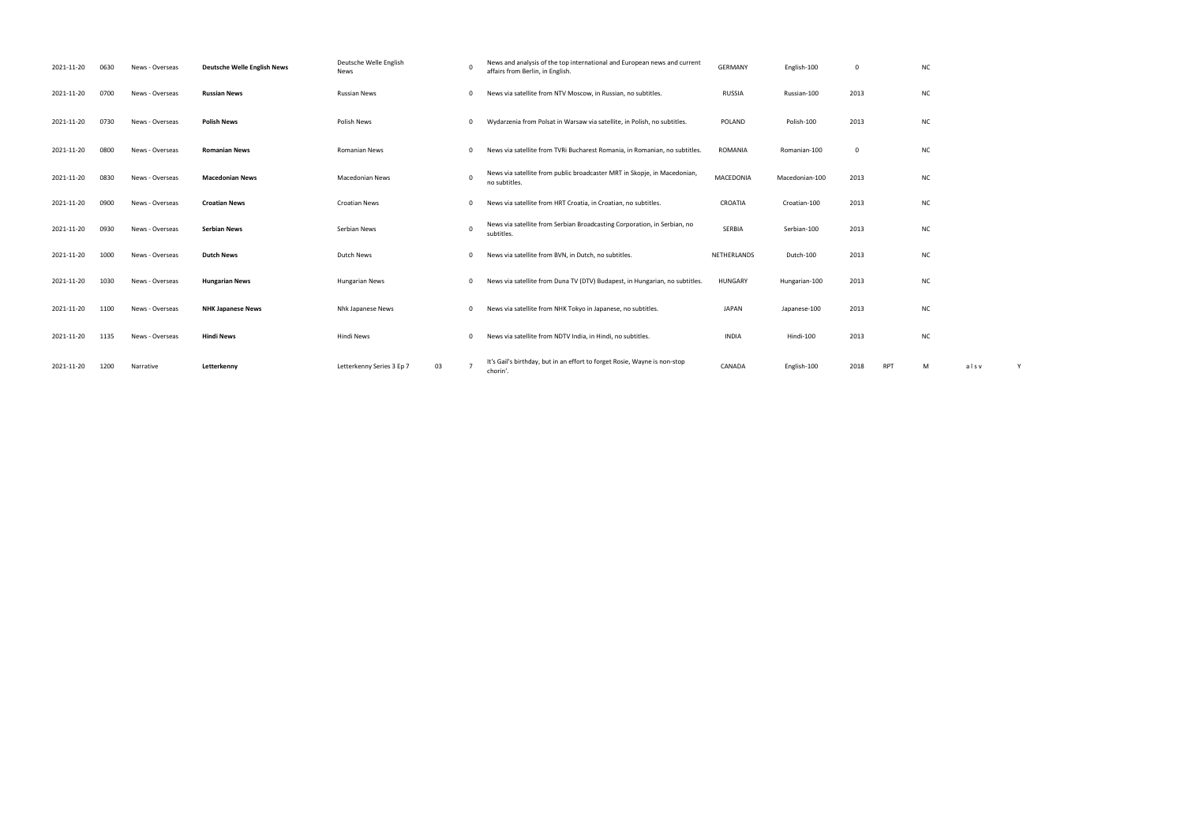| | | | | | | | | | | | | | | | |
|---|---|---|---|---|---|---|---|---|---|---|---|---|---|---|---|
| 2021-11-20 | 0630 | News - Overseas | **Deutsche Welle English News** | Deutsche Welle English News | | 0 | News and analysis of the top international and European news and current affairs from Berlin, in English. | GERMANY | English-100 | 0 | | NC | | |
| 2021-11-20 | 0700 | News - Overseas | **Russian News** | Russian News | | 0 | News via satellite from NTV Moscow, in Russian, no subtitles. | RUSSIA | Russian-100 | 2013 | | NC | | |
| 2021-11-20 | 0730 | News - Overseas | **Polish News** | Polish News | | 0 | Wydarzenia from Polsat in Warsaw via satellite, in Polish, no subtitles. | POLAND | Polish-100 | 2013 | | NC | | |
| 2021-11-20 | 0800 | News - Overseas | **Romanian News** | Romanian News | | 0 | News via satellite from TVRi Bucharest Romania, in Romanian, no subtitles. | ROMANIA | Romanian-100 | 0 | | NC | | |
| 2021-11-20 | 0830 | News - Overseas | **Macedonian News** | Macedonian News | | 0 | News via satellite from public broadcaster MRT in Skopje, in Macedonian, no subtitles. | MACEDONIA | Macedonian-100 | 2013 | | NC | | |
| 2021-11-20 | 0900 | News - Overseas | **Croatian News** | Croatian News | | 0 | News via satellite from HRT Croatia, in Croatian, no subtitles. | CROATIA | Croatian-100 | 2013 | | NC | | |
| 2021-11-20 | 0930 | News - Overseas | **Serbian News** | Serbian News | | 0 | News via satellite from Serbian Broadcasting Corporation, in Serbian, no subtitles. | SERBIA | Serbian-100 | 2013 | | NC | | |
| 2021-11-20 | 1000 | News - Overseas | **Dutch News** | Dutch News | | 0 | News via satellite from BVN, in Dutch, no subtitles. | NETHERLANDS | Dutch-100 | 2013 | | NC | | |
| 2021-11-20 | 1030 | News - Overseas | **Hungarian News** | Hungarian News | | 0 | News via satellite from Duna TV (DTV) Budapest, in Hungarian, no subtitles. | HUNGARY | Hungarian-100 | 2013 | | NC | | |
| 2021-11-20 | 1100 | News - Overseas | **NHK Japanese News** | Nhk Japanese News | | 0 | News via satellite from NHK Tokyo in Japanese, no subtitles. | JAPAN | Japanese-100 | 2013 | | NC | | |
| 2021-11-20 | 1135 | News - Overseas | **Hindi News** | Hindi News | | 0 | News via satellite from NDTV India, in Hindi, no subtitles. | INDIA | Hindi-100 | 2013 | | NC | | |
| 2021-11-20 | 1200 | Narrative | **Letterkenny** | Letterkenny Series 3 Ep 7 | 03 | 7 | It's Gail's birthday, but in an effort to forget Rosie, Wayne is non-stop chorin'. | CANADA | English-100 | 2018 | RPT | M | a l s v | Y |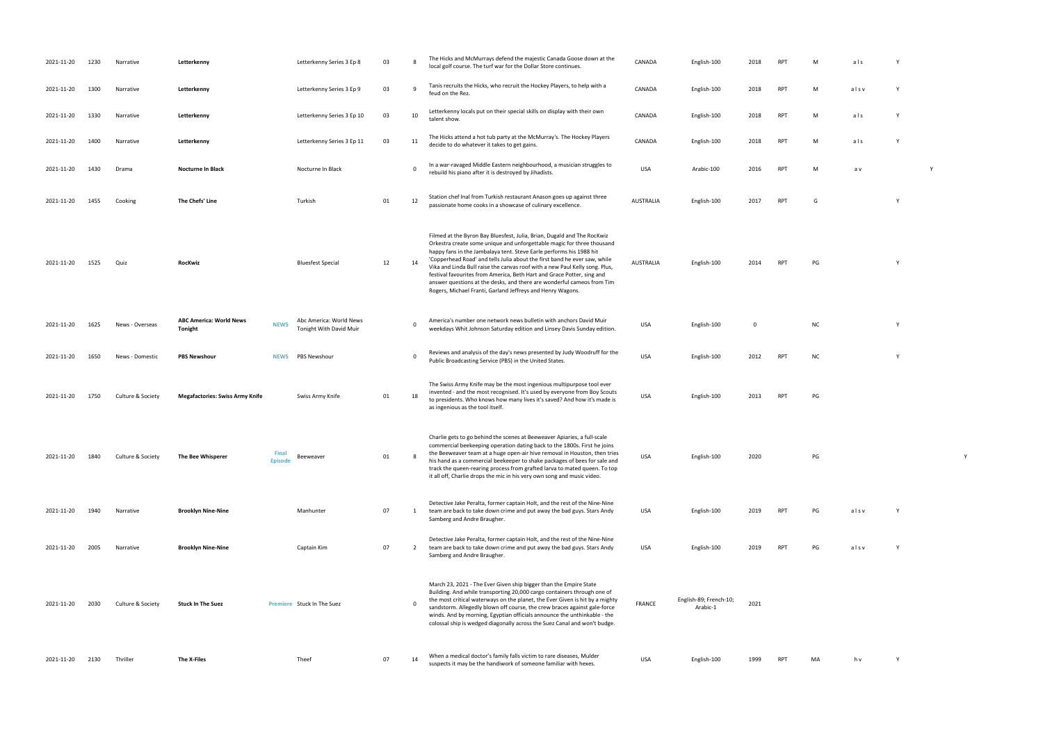| | | | | | | | | | | | | | | | | | | |
|---|---|---|---|---|---|---|---|---|---|---|---|---|---|---|---|---|---|---|
| 2021-11-20 | 1230 | Narrative | **Letterkenny** | | Letterkenny Series 3 Ep 8 | 03 | 8 | The Hicks and McMurrays defend the majestic Canada Goose down at the local golf course. The turf war for the Dollar Store continues. | CANADA | English-100 | 2018 | RPT | M | a l s | Y | | | |
| 2021-11-20 | 1300 | Narrative | **Letterkenny** | | Letterkenny Series 3 Ep 9 | 03 | 9 | Tanis recruits the Hicks, who recruit the Hockey Players, to help with a feud on the Rez. | CANADA | English-100 | 2018 | RPT | M | a l s v | Y | | | |
| 2021-11-20 | 1330 | Narrative | **Letterkenny** | | Letterkenny Series 3 Ep 10 | 03 | 10 | Letterkenny locals put on their special skills on display with their own talent show. | CANADA | English-100 | 2018 | RPT | M | a l s | Y | | | |
| 2021-11-20 | 1400 | Narrative | **Letterkenny** | | Letterkenny Series 3 Ep 11 | 03 | 11 | The Hicks attend a hot tub party at the McMurray's. The Hockey Players decide to do whatever it takes to get gains. | CANADA | English-100 | 2018 | RPT | M | a l s | Y | | | |
| 2021-11-20 | 1430 | Drama | **Nocturne In Black** | | Nocturne In Black | | 0 | In a war-ravaged Middle Eastern neighbourhood, a musician struggles to rebuild his piano after it is destroyed by Jihadists. | USA | Arabic-100 | 2016 | RPT | M | a v | | | Y | |
| 2021-11-20 | 1455 | Cooking | **The Chefs' Line** | | Turkish | 01 | 12 | Station chef Inal from Turkish restaurant Anason goes up against three passionate home cooks in a showcase of culinary excellence. | AUSTRALIA | English-100 | 2017 | RPT | G | | | Y | | |
| 2021-11-20 | 1525 | Quiz | **RocKwiz** | | Bluesfest Special | 12 | 14 | Filmed at the Byron Bay Bluesfest, Julia, Brian, Dugald and The RocKwiz Orkestra create some unique and unforgettable magic for three thousand happy fans in the Jambalaya tent. Steve Earle performs his 1988 hit 'Copperhead Road' and tells Julia about the first band he ever saw, while Vika and Linda Bull raise the canvas roof with a new Paul Kelly song. Plus, festival favourites from America, Beth Hart and Grace Potter, sing and answer questions at the desks, and there are wonderful cameos from Tim Rogers, Michael Franti, Garland Jeffreys and Henry Wagons. | AUSTRALIA | English-100 | 2014 | RPT | PG | | | Y | | |
| 2021-11-20 | 1625 | News - Overseas | **ABC America: World News Tonight** | NEWS | Abc America: World News Tonight With David Muir | | 0 | America's number one network news bulletin with anchors David Muir weekdays Whit Johnson Saturday edition and Linsey Davis Sunday edition. | USA | English-100 | 0 | | NC | | | Y | | |
| 2021-11-20 | 1650 | News - Domestic | **PBS Newshour** | NEWS | PBS Newshour | | 0 | Reviews and analysis of the day's news presented by Judy Woodruff for the Public Broadcasting Service (PBS) in the United States. | USA | English-100 | 2012 | RPT | NC | | | Y | | |
| 2021-11-20 | 1750 | Culture & Society | **Megafactories: Swiss Army Knife** | | Swiss Army Knife | 01 | 18 | The Swiss Army Knife may be the most ingenious multipurpose tool ever invented - and the most recognised. It's used by everyone from Boy Scouts to presidents. Who knows how many lives it's saved? And how it's made is as ingenious as the tool itself. | USA | English-100 | 2013 | RPT | PG | | | | | |
| 2021-11-20 | 1840 | Culture & Society | **The Bee Whisperer** | Final Episode | Beeweaver | 01 | 8 | Charlie gets to go behind the scenes at Beeweaver Apiaries, a full-scale commercial beekeeping operation dating back to the 1800s. First he joins the Beeweaver team at a huge open-air hive removal in Houston, then tries his hand as a commercial beekeeper to shake packages of bees for sale and track the queen-rearing process from grafted larva to mated queen. To top it all off, Charlie drops the mic in his very own song and music video. | USA | English-100 | 2020 | | PG | | | | | Y |
| 2021-11-20 | 1940 | Narrative | **Brooklyn Nine-Nine** | | Manhunter | 07 | 1 | Detective Jake Peralta, former captain Holt, and the rest of the Nine-Nine team are back to take down crime and put away the bad guys. Stars Andy Samberg and Andre Braugher. | USA | English-100 | 2019 | RPT | PG | a l s v | Y | | | |
| 2021-11-20 | 2005 | Narrative | **Brooklyn Nine-Nine** | | Captain Kim | 07 | 2 | Detective Jake Peralta, former captain Holt, and the rest of the Nine-Nine team are back to take down crime and put away the bad guys. Stars Andy Samberg and Andre Braugher. | USA | English-100 | 2019 | RPT | PG | a l s v | Y | | | |
| 2021-11-20 | 2030 | Culture & Society | **Stuck In The Suez** | Premiere | Stuck In The Suez | | 0 | March 23, 2021 - The Ever Given ship bigger than the Empire State Building. And while transporting 20,000 cargo containers through one of the most critical waterways on the planet, the Ever Given is hit by a mighty sandstorm. Allegedly blown off course, the crew braces against gale-force winds. And by morning, Egyptian officials announce the unthinkable - the colossal ship is wedged diagonally across the Suez Canal and won't budge. | FRANCE | English-89; French-10; Arabic-1 | 2021 | | | | | | | |
| 2021-11-20 | 2130 | Thriller | **The X-Files** | | Theef | 07 | 14 | When a medical doctor's family falls victim to rare diseases, Mulder suspects it may be the handiwork of someone familiar with hexes. | USA | English-100 | 1999 | RPT | MA | h v | Y | | | |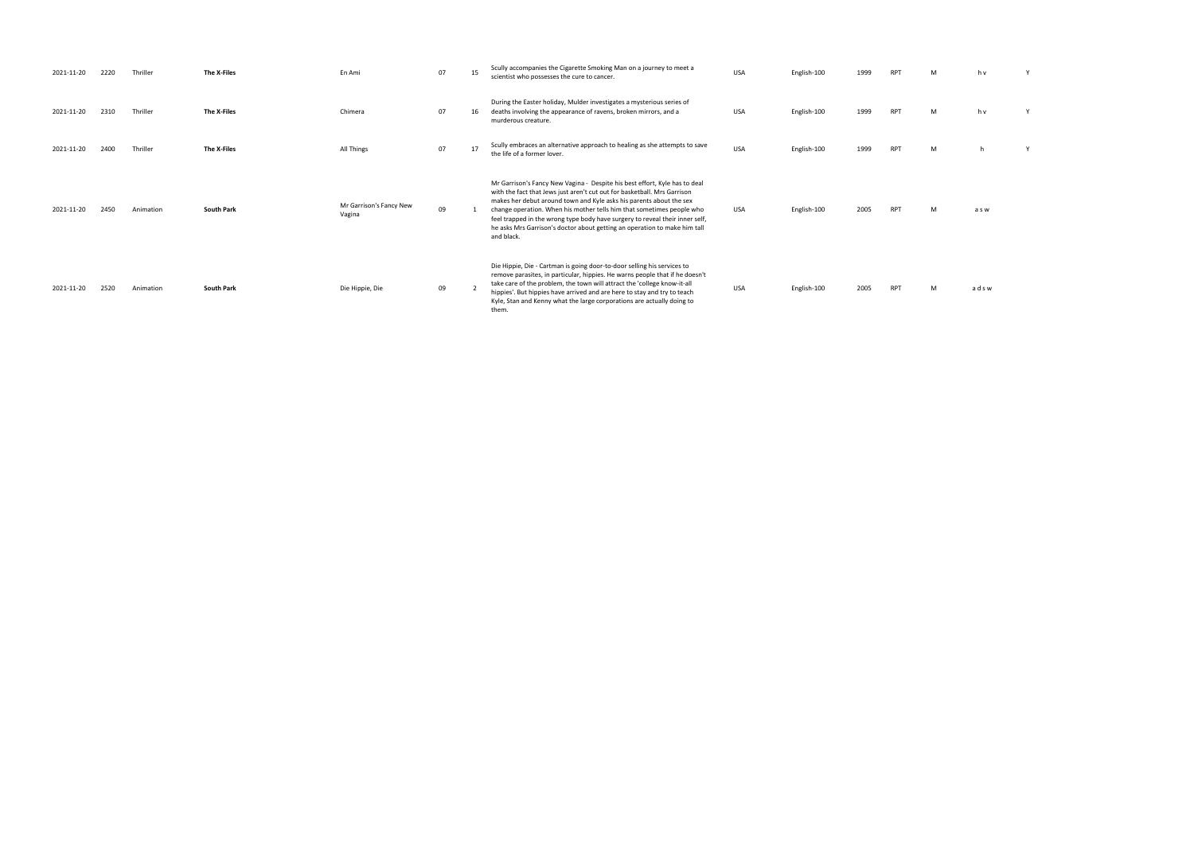| | | | | | | | | | | | | | | |
|---|---|---|---|---|---|---|---|---|---|---|---|---|---|---|
| 2021-11-20 | 2220 | Thriller | **The X-Files** | En Ami | 07 | 15 | Scully accompanies the Cigarette Smoking Man on a journey to meet a scientist who possesses the cure to cancer. | USA | English-100 | 1999 | RPT | M | h v | Y |
| 2021-11-20 | 2310 | Thriller | **The X-Files** | Chimera | 07 | 16 | During the Easter holiday, Mulder investigates a mysterious series of deaths involving the appearance of ravens, broken mirrors, and a murderous creature. | USA | English-100 | 1999 | RPT | M | h v | Y |
| 2021-11-20 | 2400 | Thriller | **The X-Files** | All Things | 07 | 17 | Scully embraces an alternative approach to healing as she attempts to save the life of a former lover. | USA | English-100 | 1999 | RPT | M | h | Y |
| 2021-11-20 | 2450 | Animation | **South Park** | Mr Garrison's Fancy New Vagina | 09 | 1 | Mr Garrison's Fancy New Vagina - Despite his best effort, Kyle has to deal with the fact that Jews just aren't cut out for basketball. Mrs Garrison makes her debut around town and Kyle asks his parents about the sex change operation. When his mother tells him that sometimes people who feel trapped in the wrong type body have surgery to reveal their inner self, he asks Mrs Garrison's doctor about getting an operation to make him tall and black. | USA | English-100 | 2005 | RPT | M | a s w | |
| 2021-11-20 | 2520 | Animation | **South Park** | Die Hippie, Die | 09 | 2 | Die Hippie, Die - Cartman is going door-to-door selling his services to remove parasites, in particular, hippies. He warns people that if he doesn't take care of the problem, the town will attract the 'college know-it-all hippies'. But hippies have arrived and are here to stay and try to teach Kyle, Stan and Kenny what the large corporations are actually doing to them. | USA | English-100 | 2005 | RPT | M | a d s w | |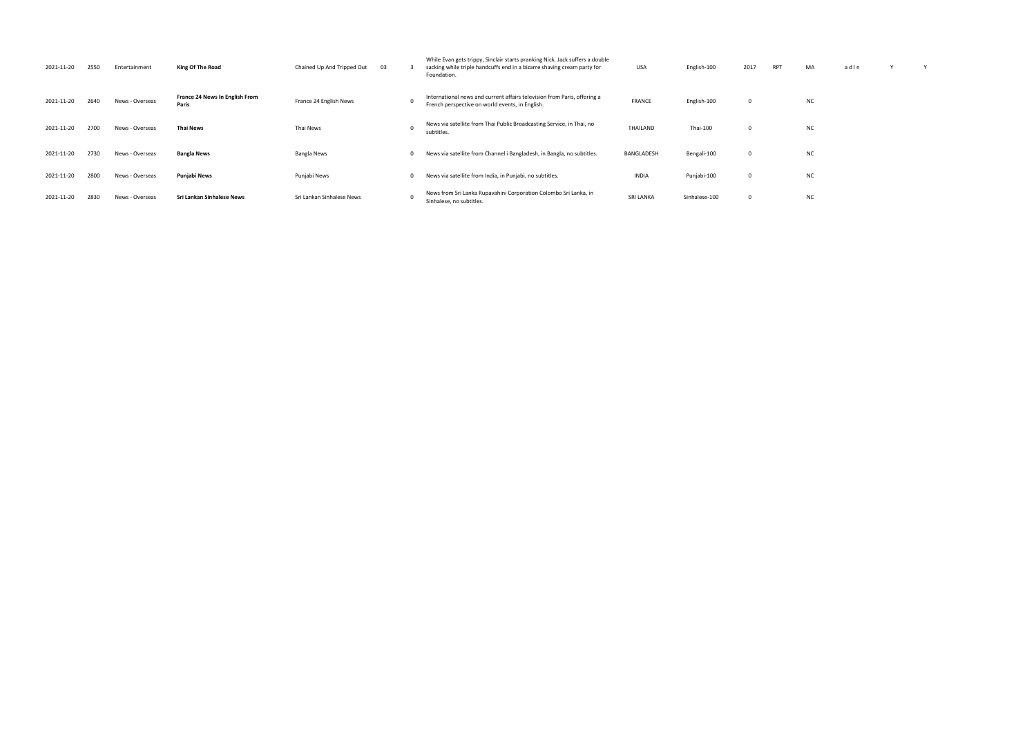| | | | | | | | | | | | | | | | | | |
|---|---|---|---|---|---|---|---|---|---|---|---|---|---|---|---|---|---|
| 2021-11-20 | 2550 | Entertainment | **King Of The Road** | Chained Up And Tripped Out | 03 | 3 | While Evan gets trippy, Sinclair starts pranking Nick. Jack suffers a double sacking while triple handcuffs end in a bizarre shaving cream party for Foundation. | USA | English-100 | 2017 | RPT | MA | a d l n | Y | Y |
| 2021-11-20 | 2640 | News - Overseas | **France 24 News In English From Paris** | France 24 English News | | 0 | International news and current affairs television from Paris, offering a French perspective on world events, in English. | FRANCE | English-100 | 0 | | NC | | | |
| 2021-11-20 | 2700 | News - Overseas | **Thai News** | Thai News | | 0 | News via satellite from Thai Public Broadcasting Service, in Thai, no subtitles. | THAILAND | Thai-100 | 0 | | NC | | | |
| 2021-11-20 | 2730 | News - Overseas | **Bangla News** | Bangla News | | 0 | News via satellite from Channel i Bangladesh, in Bangla, no subtitles. | BANGLADESH | Bengali-100 | 0 | | NC | | | |
| 2021-11-20 | 2800 | News - Overseas | **Punjabi News** | Punjabi News | | 0 | News via satellite from India, in Punjabi, no subtitles. | INDIA | Punjabi-100 | 0 | | NC | | | |
| 2021-11-20 | 2830 | News - Overseas | **Sri Lankan Sinhalese News** | Sri Lankan Sinhalese News | | 0 | News from Sri Lanka Rupavahini Corporation Colombo Sri Lanka, in Sinhalese, no subtitles. | SRI LANKA | Sinhalese-100 | 0 | | NC | | | |